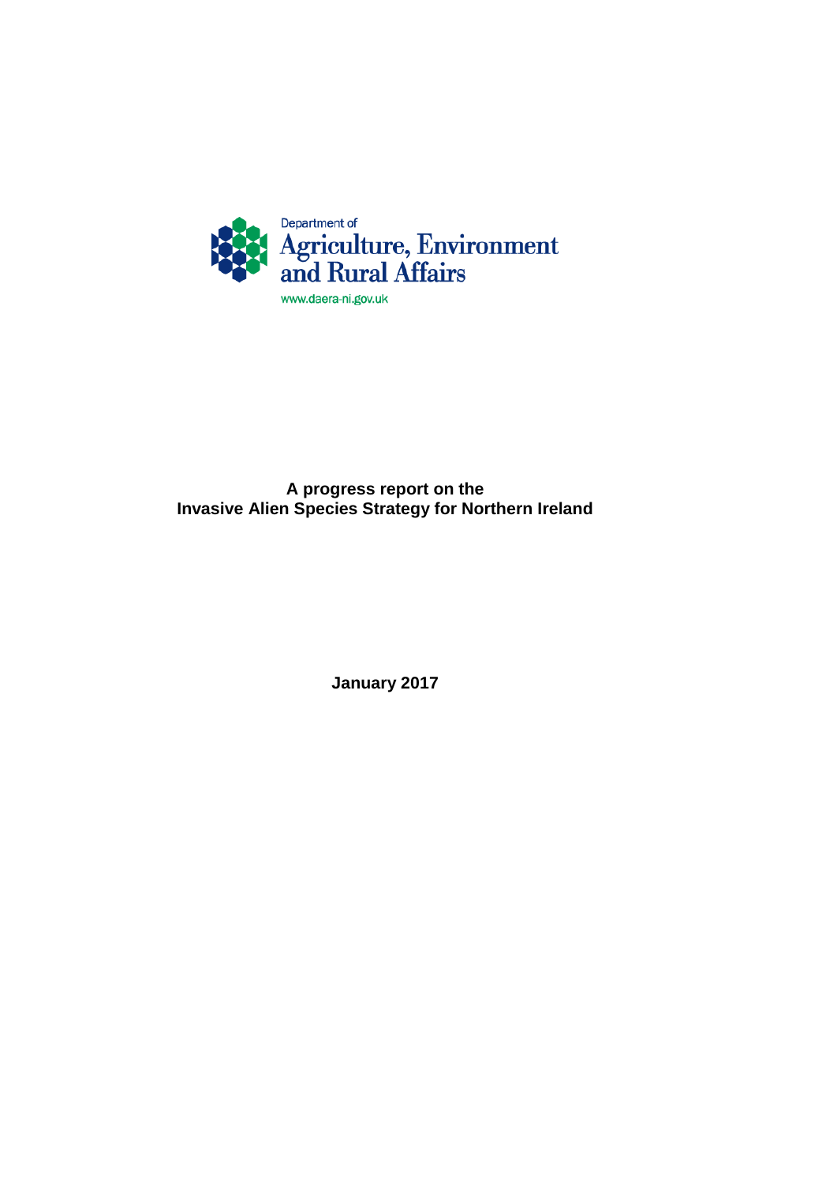Department of
Agriculture, Environment and Rural Affairs

www.daera-ni.gov.uk

# A progress report on the Invasive Alien Species Strategy for Northern Ireland

**January 2017**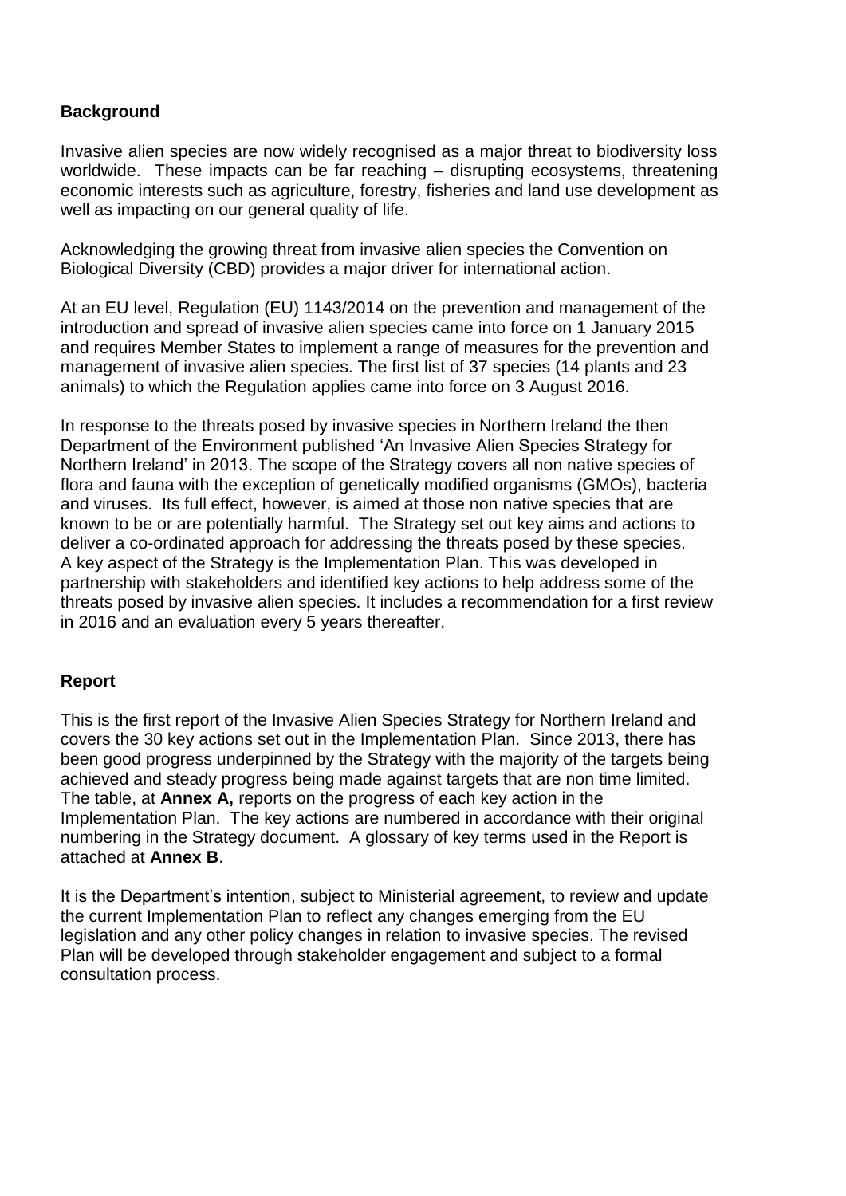## Background

Invasive alien species are now widely recognised as a major threat to biodiversity loss worldwide. These impacts can be far reaching – disrupting ecosystems, threatening economic interests such as agriculture, forestry, fisheries and land use development as well as impacting on our general quality of life.

Acknowledging the growing threat from invasive alien species the Convention on Biological Diversity (CBD) provides a major driver for international action.

At an EU level, Regulation (EU) 1143/2014 on the prevention and management of the introduction and spread of invasive alien species came into force on 1 January 2015 and requires Member States to implement a range of measures for the prevention and management of invasive alien species. The first list of 37 species (14 plants and 23 animals) to which the Regulation applies came into force on 3 August 2016.

In response to the threats posed by invasive species in Northern Ireland the then Department of the Environment published 'An Invasive Alien Species Strategy for Northern Ireland' in 2013. The scope of the Strategy covers all non native species of flora and fauna with the exception of genetically modified organisms (GMOs), bacteria and viruses. Its full effect, however, is aimed at those non native species that are known to be or are potentially harmful. The Strategy set out key aims and actions to deliver a co-ordinated approach for addressing the threats posed by these species. A key aspect of the Strategy is the Implementation Plan. This was developed in partnership with stakeholders and identified key actions to help address some of the threats posed by invasive alien species. It includes a recommendation for a first review in 2016 and an evaluation every 5 years thereafter.

## Report

This is the first report of the Invasive Alien Species Strategy for Northern Ireland and covers the 30 key actions set out in the Implementation Plan. Since 2013, there has been good progress underpinned by the Strategy with the majority of the targets being achieved and steady progress being made against targets that are non time limited. The table, at **Annex A,** reports on the progress of each key action in the Implementation Plan. The key actions are numbered in accordance with their original numbering in the Strategy document. A glossary of key terms used in the Report is attached at **Annex B**.

It is the Department's intention, subject to Ministerial agreement, to review and update the current Implementation Plan to reflect any changes emerging from the EU legislation and any other policy changes in relation to invasive species. The revised Plan will be developed through stakeholder engagement and subject to a formal consultation process.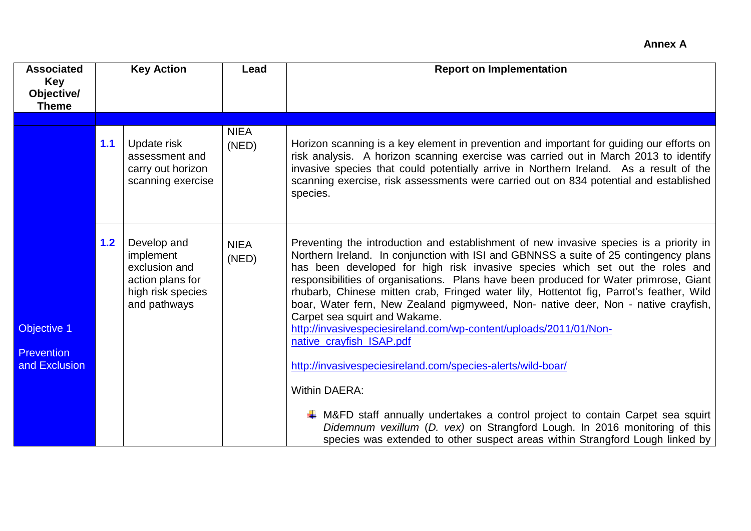**Annex A**

| Associated Key Objective/ Theme | Key Action | | Lead | Report on Implementation |
|---|---|---|---|---|
| | | | | |
| Objective 1<br><br>Prevention and Exclusion | **1.1** | Update risk assessment and carry out horizon scanning exercise | NIEA (NED) | Horizon scanning is a key element in prevention and important for guiding our efforts on risk analysis. A horizon scanning exercise was carried out in March 2013 to identify invasive species that could potentially arrive in Northern Ireland. As a result of the scanning exercise, risk assessments were carried out on 834 potential and established species. |
| | **1.2** | Develop and implement exclusion and action plans for high risk species and pathways | NIEA (NED) | Preventing the introduction and establishment of new invasive species is a priority in Northern Ireland. In conjunction with ISI and GBNNSS a suite of 25 contingency plans has been developed for high risk invasive species which set out the roles and responsibilities of organisations. Plans have been produced for Water primrose, Giant rhubarb, Chinese mitten crab, Fringed water lily, Hottentot fig, Parrot's feather, Wild boar, Water fern, New Zealand pigmyweed, Non- native deer, Non - native crayfish, Carpet sea squirt and Wakame.<br>http://invasivespeciesireland.com/wp-content/uploads/2011/01/Non-native_crayfish_ISAP.pdf<br><br>http://invasivespeciesireland.com/species-alerts/wild-boar/<br><br>Within DAERA:<br><br>- M&FD staff annually undertakes a control project to contain Carpet sea squirt *Didemnum vexillum* (*D. vex)* on Strangford Lough. In 2016 monitoring of this species was extended to other suspect areas within Strangford Lough linked by |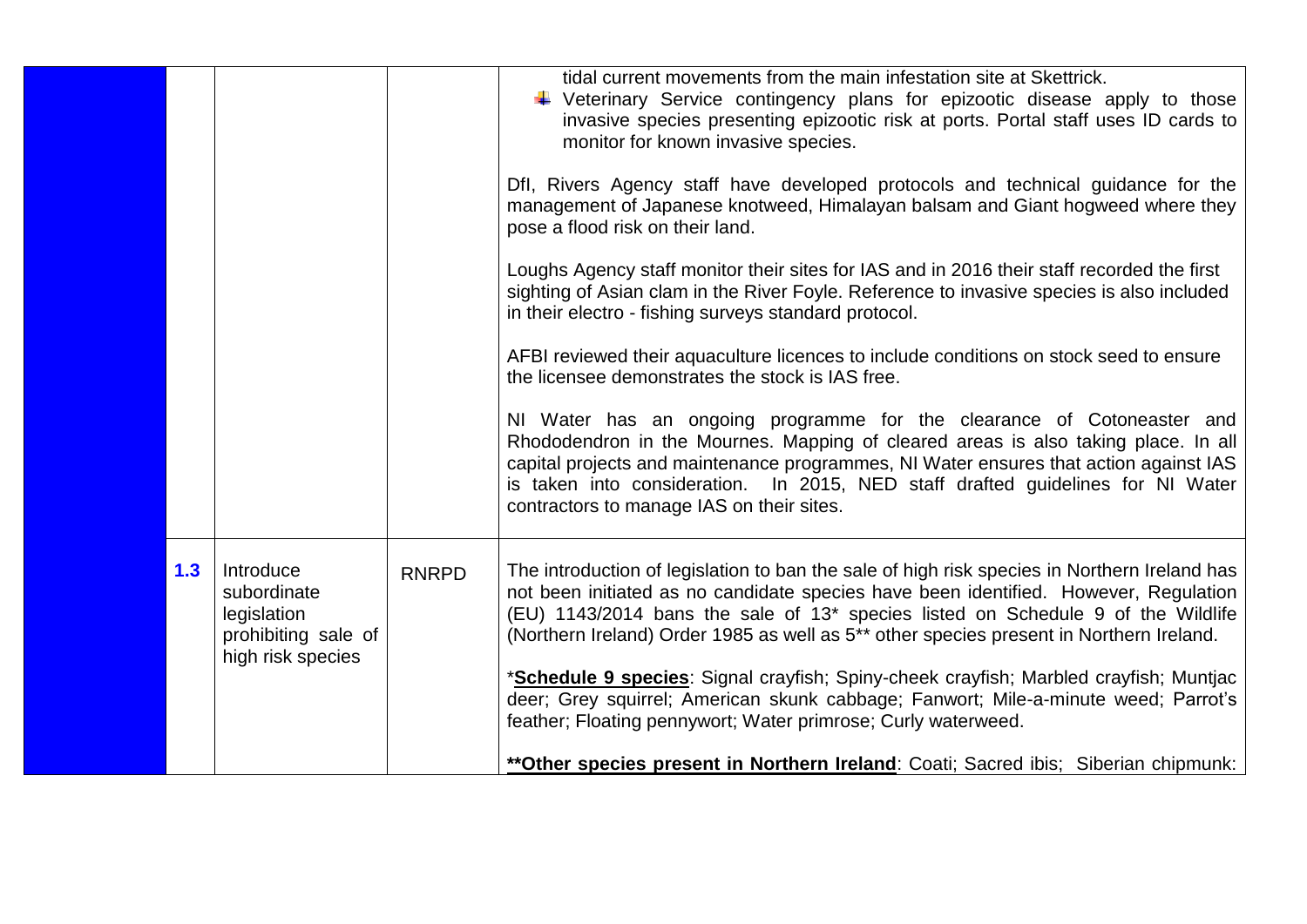| | | | |
|---|---|---|---|
| | | | tidal current movements from the main infestation site at Skettrick.<br>- Veterinary Service contingency plans for epizootic disease apply to those invasive species presenting epizootic risk at ports. Portal staff uses ID cards to monitor for known invasive species.<br><br>DfI, Rivers Agency staff have developed protocols and technical guidance for the management of Japanese knotweed, Himalayan balsam and Giant hogweed where they pose a flood risk on their land.<br><br>Loughs Agency staff monitor their sites for IAS and in 2016 their staff recorded the first sighting of Asian clam in the River Foyle. Reference to invasive species is also included in their electro - fishing surveys standard protocol.<br><br>AFBI reviewed their aquaculture licences to include conditions on stock seed to ensure the licensee demonstrates the stock is IAS free.<br><br>NI Water has an ongoing programme for the clearance of Cotoneaster and Rhododendron in the Mournes. Mapping of cleared areas is also taking place. In all capital projects and maintenance programmes, NI Water ensures that action against IAS is taken into consideration. In 2015, NED staff drafted guidelines for NI Water contractors to manage IAS on their sites. |
| **1.3** | Introduce subordinate legislation prohibiting sale of high risk species | RNRPD | The introduction of legislation to ban the sale of high risk species in Northern Ireland has not been initiated as no candidate species have been identified. However, Regulation (EU) 1143/2014 bans the sale of 13* species listed on Schedule 9 of the Wildlife (Northern Ireland) Order 1985 as well as 5** other species present in Northern Ireland.<br><br>*__Schedule 9 species__: Signal crayfish; Spiny-cheek crayfish; Marbled crayfish; Muntjac deer; Grey squirrel; American skunk cabbage; Fanwort; Mile-a-minute weed; Parrot's feather; Floating pennywort; Water primrose; Curly waterweed.<br><br>__**Other species present in Northern Ireland__: Coati; Sacred ibis; Siberian chipmunk: |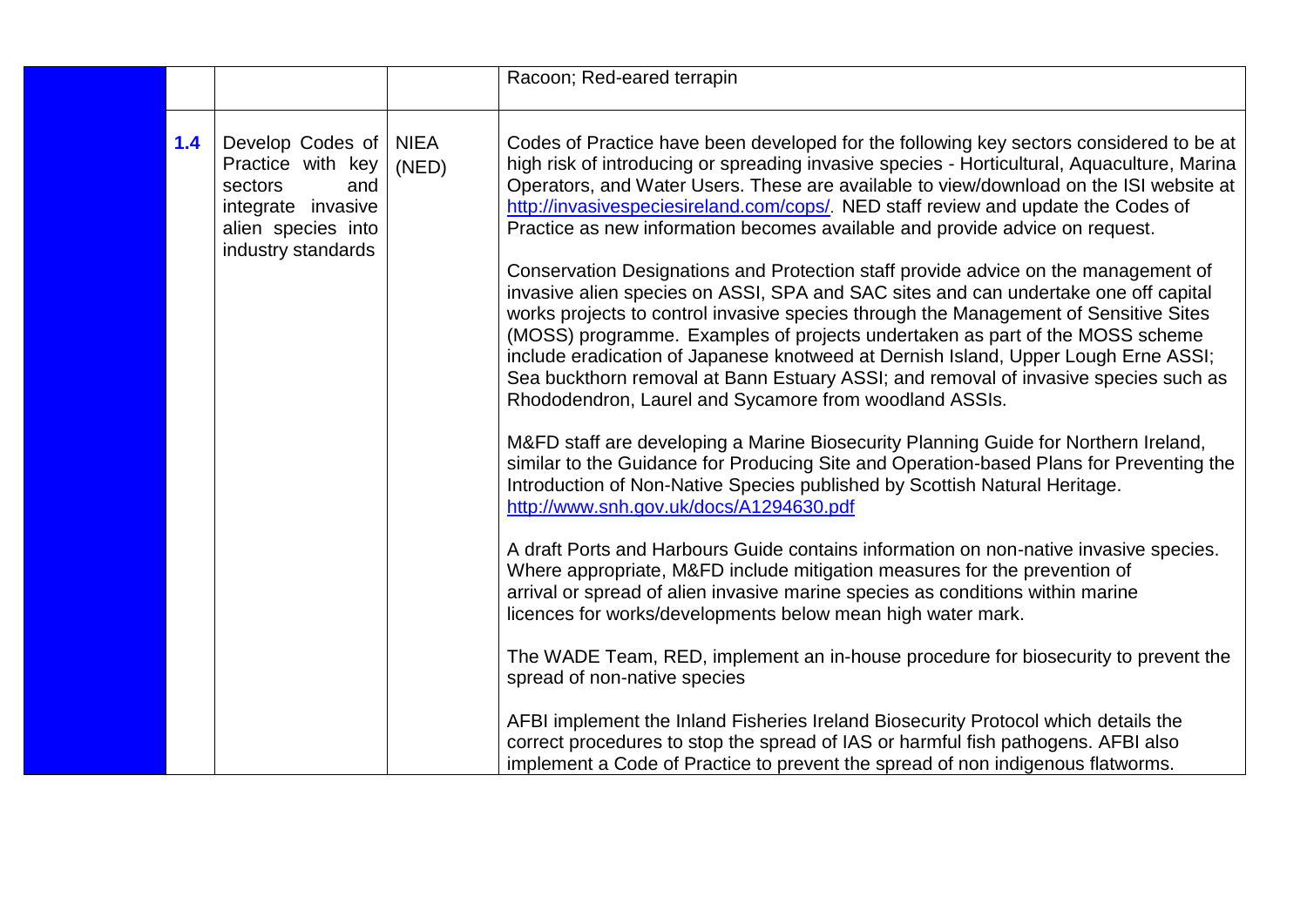| | | | |
|---|---|---|---|
| | | | Racoon; Red-eared terrapin |
| **1.4** | Develop Codes of Practice with key sectors and integrate invasive alien species into industry standards | NIEA (NED) | Codes of Practice have been developed for the following key sectors considered to be at high risk of introducing or spreading invasive species - Horticultural, Aquaculture, Marina Operators, and Water Users. These are available to view/download on the ISI website at http://invasivespeciesireland.com/cops/. NED staff review and update the Codes of Practice as new information becomes available and provide advice on request.<br><br>Conservation Designations and Protection staff provide advice on the management of invasive alien species on ASSI, SPA and SAC sites and can undertake one off capital works projects to control invasive species through the Management of Sensitive Sites (MOSS) programme. Examples of projects undertaken as part of the MOSS scheme include eradication of Japanese knotweed at Dernish Island, Upper Lough Erne ASSI; Sea buckthorn removal at Bann Estuary ASSI; and removal of invasive species such as Rhododendron, Laurel and Sycamore from woodland ASSIs.<br><br>M&FD staff are developing a Marine Biosecurity Planning Guide for Northern Ireland, similar to the Guidance for Producing Site and Operation-based Plans for Preventing the Introduction of Non-Native Species published by Scottish Natural Heritage. http://www.snh.gov.uk/docs/A1294630.pdf<br><br>A draft Ports and Harbours Guide contains information on non-native invasive species. Where appropriate, M&FD include mitigation measures for the prevention of arrival or spread of alien invasive marine species as conditions within marine licences for works/developments below mean high water mark.<br><br>The WADE Team, RED, implement an in-house procedure for biosecurity to prevent the spread of non-native species<br><br>AFBI implement the Inland Fisheries Ireland Biosecurity Protocol which details the correct procedures to stop the spread of IAS or harmful fish pathogens. AFBI also implement a Code of Practice to prevent the spread of non indigenous flatworms. |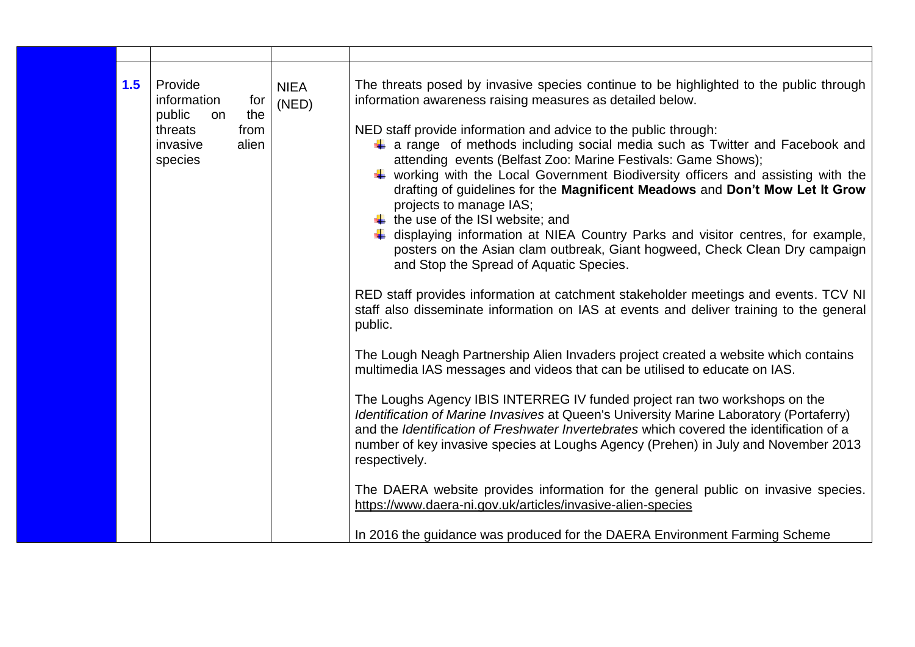| | | | |
|---|---|---|---|
| **1.5** | Provide information for public on the threats from invasive alien species | NIEA (NED) | The threats posed by invasive species continue to be highlighted to the public through information awareness raising measures as detailed below.<br><br>NED staff provide information and advice to the public through:<br>- a range of methods including social media such as Twitter and Facebook and attending events (Belfast Zoo: Marine Festivals: Game Shows);<br>- working with the Local Government Biodiversity officers and assisting with the drafting of guidelines for the **Magnificent Meadows** and **Don't Mow Let It Grow** projects to manage IAS;<br>- the use of the ISI website; and<br>- displaying information at NIEA Country Parks and visitor centres, for example, posters on the Asian clam outbreak, Giant hogweed, Check Clean Dry campaign and Stop the Spread of Aquatic Species.<br><br>RED staff provides information at catchment stakeholder meetings and events. TCV NI staff also disseminate information on IAS at events and deliver training to the general public.<br><br>The Lough Neagh Partnership Alien Invaders project created a website which contains multimedia IAS messages and videos that can be utilised to educate on IAS.<br><br>The Loughs Agency IBIS INTERREG IV funded project ran two workshops on the *Identification of Marine Invasives* at Queen's University Marine Laboratory (Portaferry) and the *Identification of Freshwater Invertebrates* which covered the identification of a number of key invasive species at Loughs Agency (Prehen) in July and November 2013 respectively.<br><br>The DAERA website provides information for the general public on invasive species. https://www.daera-ni.gov.uk/articles/invasive-alien-species<br><br>In 2016 the guidance was produced for the DAERA Environment Farming Scheme |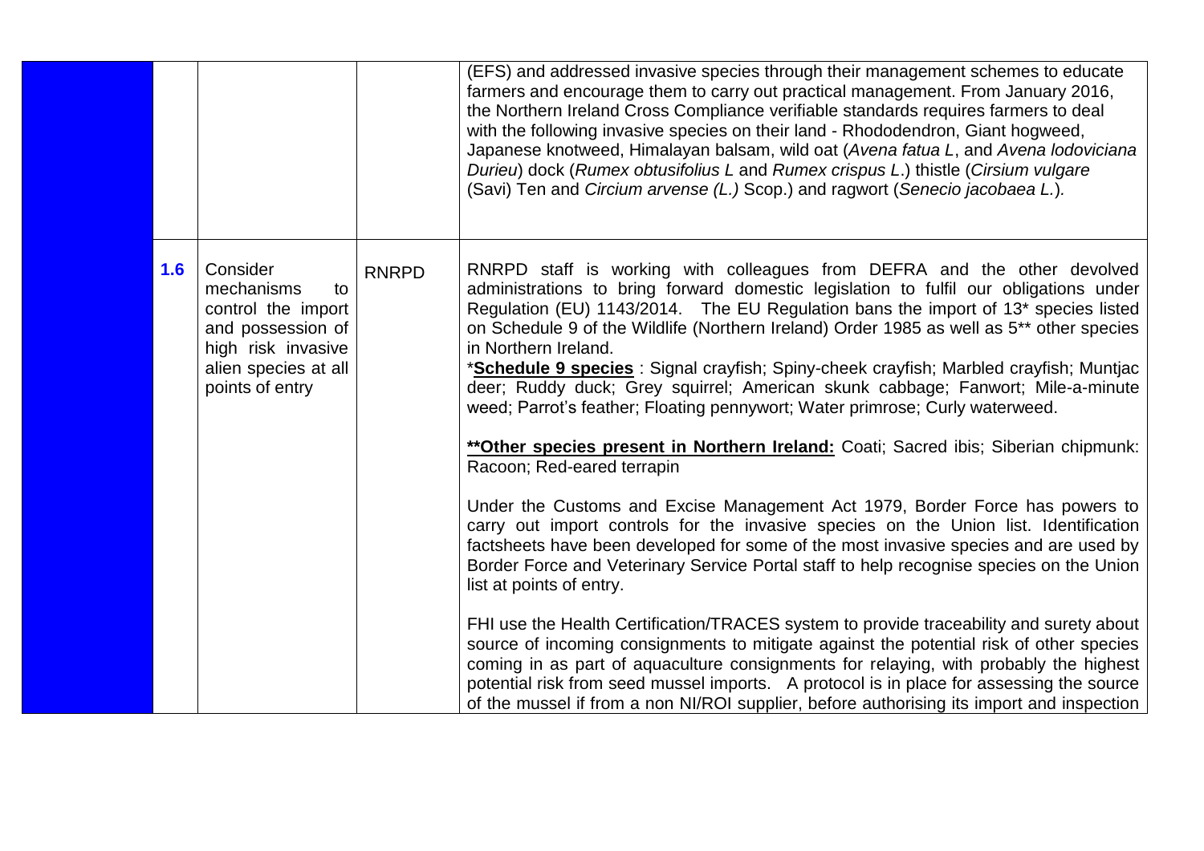|  |  |  |  |
|---|---|---|---|
|  |  |  | (EFS) and addressed invasive species through their management schemes to educate farmers and encourage them to carry out practical management. From January 2016, the Northern Ireland Cross Compliance verifiable standards requires farmers to deal with the following invasive species on their land - Rhododendron, Giant hogweed, Japanese knotweed, Himalayan balsam, wild oat (*Avena fatua L*, and *Avena lodoviciana Durieu*) dock (*Rumex obtusifolius L* and *Rumex crispus L*.) thistle (*Cirsium vulgare* (Savi) Ten and *Circium arvense (L.)* Scop.) and ragwort (*Senecio jacobaea L.*). |
| **1.6** | Consider mechanisms to control the import and possession of high risk invasive alien species at all points of entry | RNRPD | RNRPD staff is working with colleagues from DEFRA and the other devolved administrations to bring forward domestic legislation to fulfil our obligations under Regulation (EU) 1143/2014. The EU Regulation bans the import of 13* species listed on Schedule 9 of the Wildlife (Northern Ireland) Order 1985 as well as 5** other species in Northern Ireland.<br>*<u>**Schedule 9 species**</u> : Signal crayfish; Spiny-cheek crayfish; Marbled crayfish; Muntjac deer; Ruddy duck; Grey squirrel; American skunk cabbage; Fanwort; Mile-a-minute weed; Parrot's feather; Floating pennywort; Water primrose; Curly waterweed.<br><br><u>**\*\*Other species present in Northern Ireland:**</u> Coati; Sacred ibis; Siberian chipmunk: Racoon; Red-eared terrapin<br><br>Under the Customs and Excise Management Act 1979, Border Force has powers to carry out import controls for the invasive species on the Union list. Identification factsheets have been developed for some of the most invasive species and are used by Border Force and Veterinary Service Portal staff to help recognise species on the Union list at points of entry.<br><br>FHI use the Health Certification/TRACES system to provide traceability and surety about source of incoming consignments to mitigate against the potential risk of other species coming in as part of aquaculture consignments for relaying, with probably the highest potential risk from seed mussel imports. A protocol is in place for assessing the source of the mussel if from a non NI/ROI supplier, before authorising its import and inspection |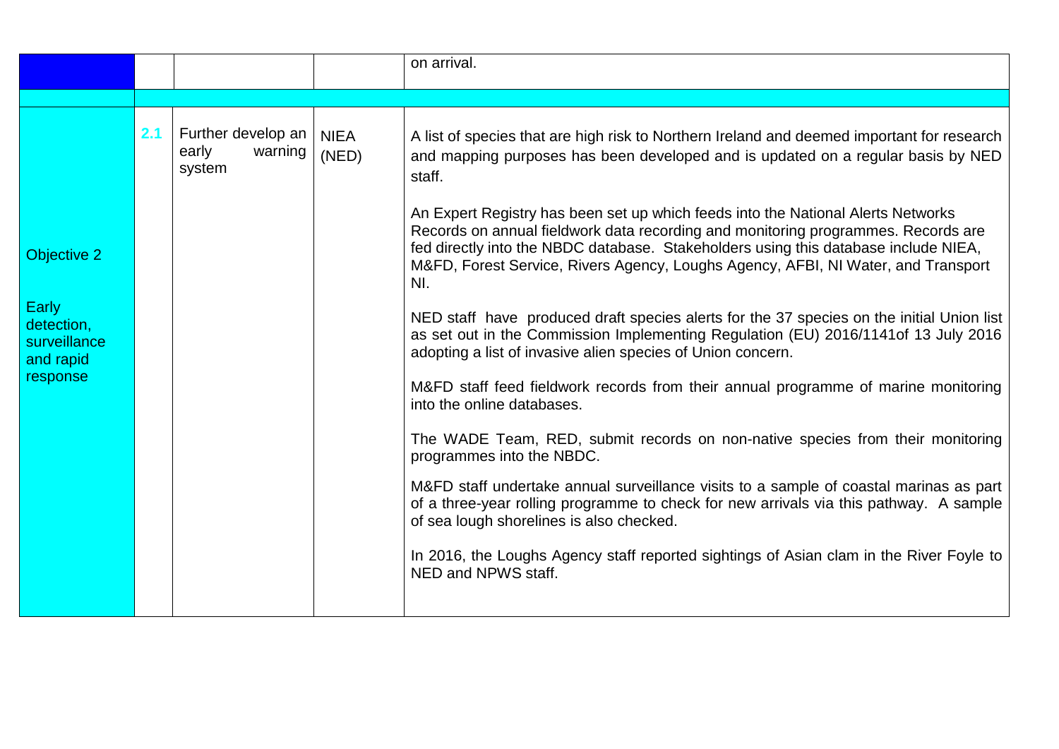| | | | | |
|---|---|---|---|---|
| | | | | on arrival. |
| | | | | |
| Objective 2<br><br>Early detection, surveillance and rapid response | 2.1 | Further develop an early warning system | NIEA (NED) | A list of species that are high risk to Northern Ireland and deemed important for research and mapping purposes has been developed and is updated on a regular basis by NED staff.<br><br>An Expert Registry has been set up which feeds into the National Alerts Networks Records on annual fieldwork data recording and monitoring programmes. Records are fed directly into the NBDC database. Stakeholders using this database include NIEA, M&FD, Forest Service, Rivers Agency, Loughs Agency, AFBI, NI Water, and Transport NI.<br><br>NED staff have produced draft species alerts for the 37 species on the initial Union list as set out in the Commission Implementing Regulation (EU) 2016/1141of 13 July 2016 adopting a list of invasive alien species of Union concern.<br><br>M&FD staff feed fieldwork records from their annual programme of marine monitoring into the online databases.<br><br>The WADE Team, RED, submit records on non-native species from their monitoring programmes into the NBDC.<br><br>M&FD staff undertake annual surveillance visits to a sample of coastal marinas as part of a three-year rolling programme to check for new arrivals via this pathway. A sample of sea lough shorelines is also checked.<br><br>In 2016, the Loughs Agency staff reported sightings of Asian clam in the River Foyle to NED and NPWS staff. |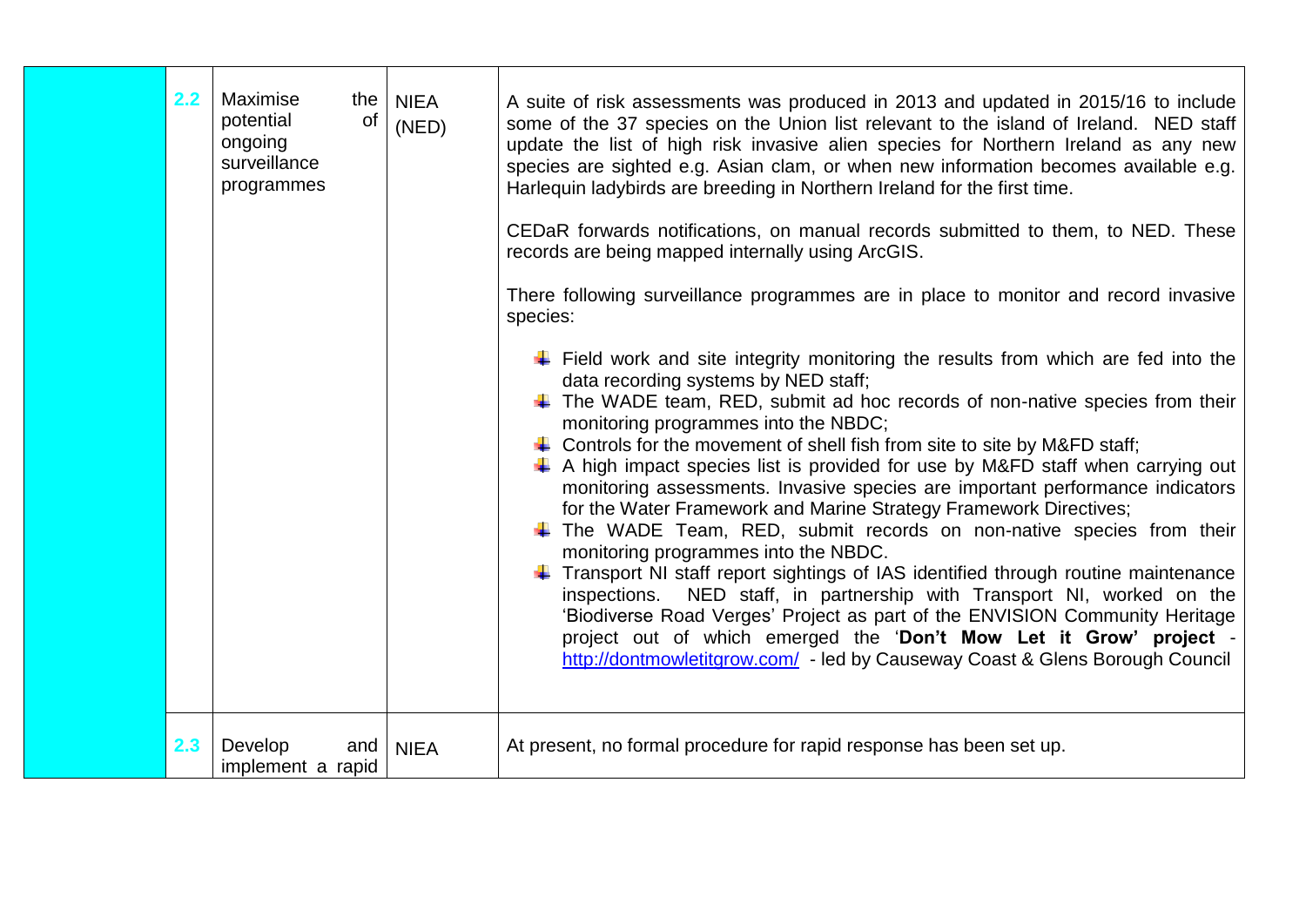| | | | | |
|---|---|---|---|---|
| | 2.2 | Maximise the potential of ongoing surveillance programmes | NIEA (NED) | A suite of risk assessments was produced in 2013 and updated in 2015/16 to include some of the 37 species on the Union list relevant to the island of Ireland. NED staff update the list of high risk invasive alien species for Northern Ireland as any new species are sighted e.g. Asian clam, or when new information becomes available e.g. Harlequin ladybirds are breeding in Northern Ireland for the first time.<br><br>CEDaR forwards notifications, on manual records submitted to them, to NED. These records are being mapped internally using ArcGIS.<br><br>There following surveillance programmes are in place to monitor and record invasive species:<br><br>- Field work and site integrity monitoring the results from which are fed into the data recording systems by NED staff;<br>- The WADE team, RED, submit ad hoc records of non-native species from their monitoring programmes into the NBDC;<br>- Controls for the movement of shell fish from site to site by M&FD staff;<br>- A high impact species list is provided for use by M&FD staff when carrying out monitoring assessments. Invasive species are important performance indicators for the Water Framework and Marine Strategy Framework Directives;<br>- The WADE Team, RED, submit records on non-native species from their monitoring programmes into the NBDC.<br>- Transport NI staff report sightings of IAS identified through routine maintenance inspections. NED staff, in partnership with Transport NI, worked on the 'Biodiverse Road Verges' Project as part of the ENVISION Community Heritage project out of which emerged the '**Don't Mow Let it Grow' project** - http://dontmowletitgrow.com/ - led by Causeway Coast & Glens Borough Council |
| | 2.3 | Develop and implement a rapid | NIEA | At present, no formal procedure for rapid response has been set up. |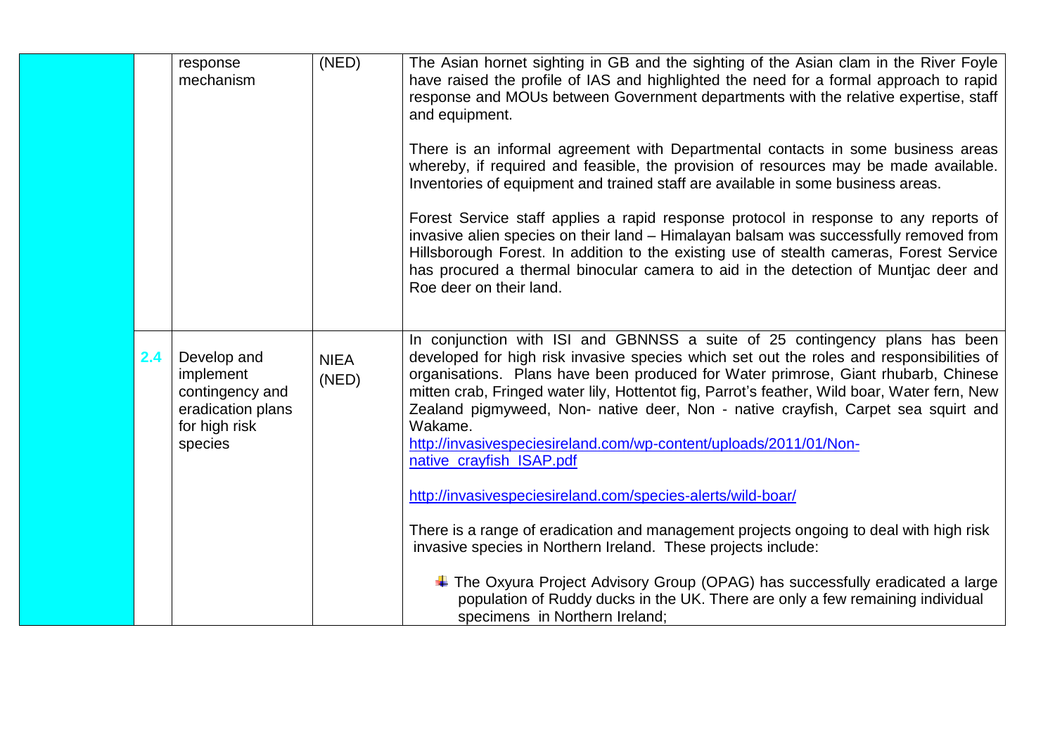| | | | | |
|---|---|---|---|---|
| | | response mechanism | (NED) | The Asian hornet sighting in GB and the sighting of the Asian clam in the River Foyle have raised the profile of IAS and highlighted the need for a formal approach to rapid response and MOUs between Government departments with the relative expertise, staff and equipment.<br><br>There is an informal agreement with Departmental contacts in some business areas whereby, if required and feasible, the provision of resources may be made available. Inventories of equipment and trained staff are available in some business areas.<br><br>Forest Service staff applies a rapid response protocol in response to any reports of invasive alien species on their land – Himalayan balsam was successfully removed from Hillsborough Forest. In addition to the existing use of stealth cameras, Forest Service has procured a thermal binocular camera to aid in the detection of Muntjac deer and Roe deer on their land. |
| | 2.4 | Develop and implement contingency and eradication plans for high risk species | NIEA (NED) | In conjunction with ISI and GBNNSS a suite of 25 contingency plans has been developed for high risk invasive species which set out the roles and responsibilities of organisations. Plans have been produced for Water primrose, Giant rhubarb, Chinese mitten crab, Fringed water lily, Hottentot fig, Parrot's feather, Wild boar, Water fern, New Zealand pigmyweed, Non- native deer, Non - native crayfish, Carpet sea squirt and Wakame.<br>http://invasivespeciesireland.com/wp-content/uploads/2011/01/Non-native_crayfish_ISAP.pdf<br><br>http://invasivespeciesireland.com/species-alerts/wild-boar/<br><br>There is a range of eradication and management projects ongoing to deal with high risk invasive species in Northern Ireland. These projects include:<br><br>- The Oxyura Project Advisory Group (OPAG) has successfully eradicated a large population of Ruddy ducks in the UK. There are only a few remaining individual specimens in Northern Ireland; |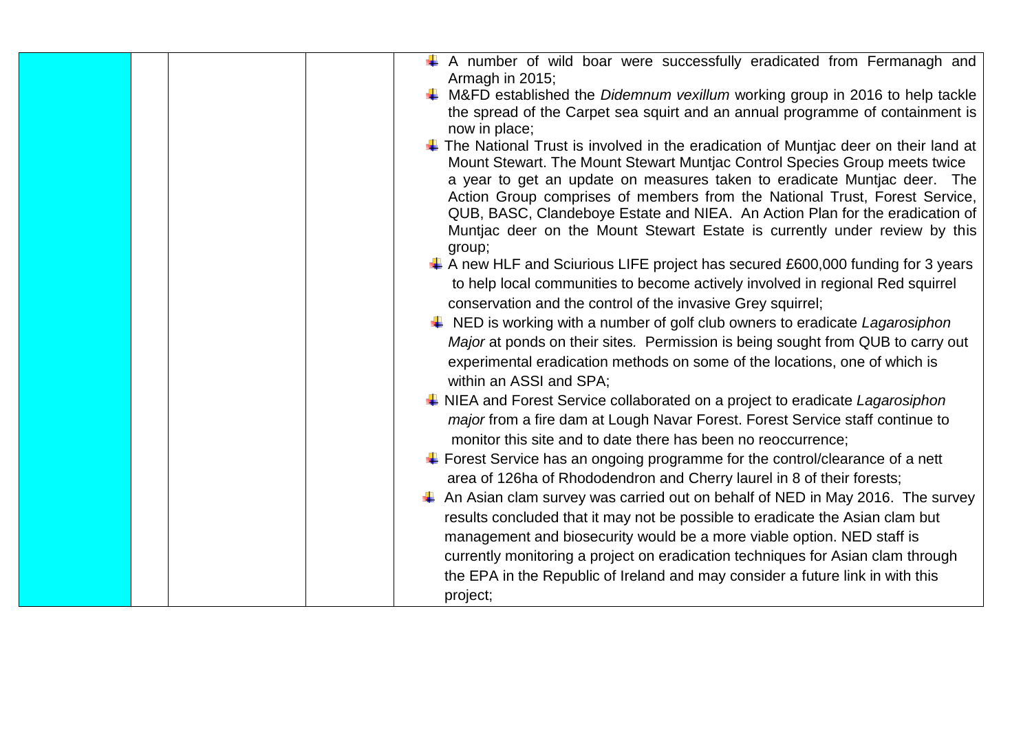|  |  |  |  |  |
|---|---|---|---|---|
|  |  |  |  | - A number of wild boar were successfully eradicated from Fermanagh and Armagh in 2015;<br>- M&FD established the *Didemnum vexillum* working group in 2016 to help tackle the spread of the Carpet sea squirt and an annual programme of containment is now in place;<br>- The National Trust is involved in the eradication of Muntjac deer on their land at Mount Stewart. The Mount Stewart Muntjac Control Species Group meets twice a year to get an update on measures taken to eradicate Muntjac deer. The Action Group comprises of members from the National Trust, Forest Service, QUB, BASC, Clandeboye Estate and NIEA. An Action Plan for the eradication of Muntjac deer on the Mount Stewart Estate is currently under review by this group;<br>- A new HLF and Sciurious LIFE project has secured £600,000 funding for 3 years to help local communities to become actively involved in regional Red squirrel conservation and the control of the invasive Grey squirrel;<br>- NED is working with a number of golf club owners to eradicate *Lagarosiphon Major* at ponds on their sites. Permission is being sought from QUB to carry out experimental eradication methods on some of the locations, one of which is within an ASSI and SPA;<br>- NIEA and Forest Service collaborated on a project to eradicate *Lagarosiphon major* from a fire dam at Lough Navar Forest. Forest Service staff continue to monitor this site and to date there has been no reoccurrence;<br>- Forest Service has an ongoing programme for the control/clearance of a nett area of 126ha of Rhododendron and Cherry laurel in 8 of their forests;<br>- An Asian clam survey was carried out on behalf of NED in May 2016. The survey results concluded that it may not be possible to eradicate the Asian clam but management and biosecurity would be a more viable option. NED staff is currently monitoring a project on eradication techniques for Asian clam through the EPA in the Republic of Ireland and may consider a future link in with this project; |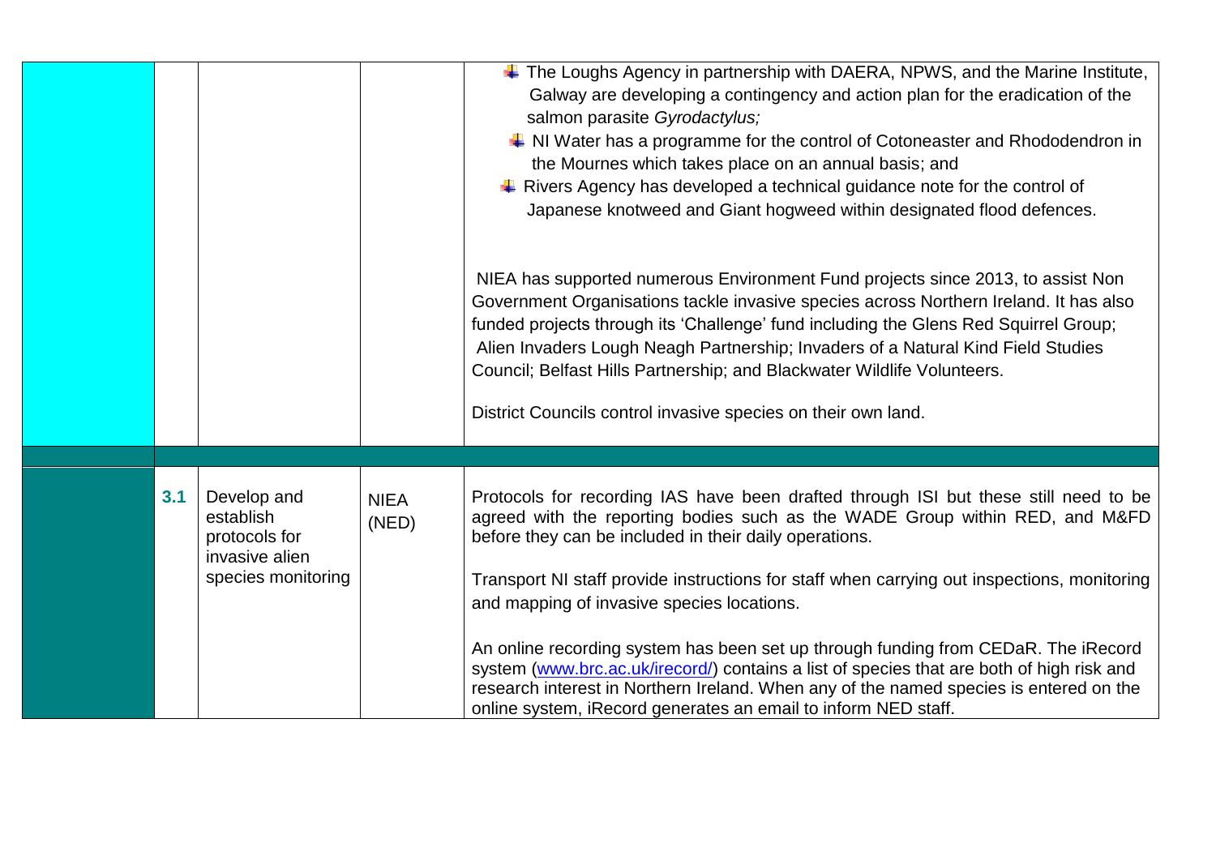| | | | | |
|---|---|---|---|---|
| | | | | - The Loughs Agency in partnership with DAERA, NPWS, and the Marine Institute, Galway are developing a contingency and action plan for the eradication of the salmon parasite *Gyrodactylus;*<br>- NI Water has a programme for the control of Cotoneaster and Rhododendron in the Mournes which takes place on an annual basis; and<br>- Rivers Agency has developed a technical guidance note for the control of Japanese knotweed and Giant hogweed within designated flood defences.<br><br>NIEA has supported numerous Environment Fund projects since 2013, to assist Non Government Organisations tackle invasive species across Northern Ireland. It has also funded projects through its 'Challenge' fund including the Glens Red Squirrel Group; Alien Invaders Lough Neagh Partnership; Invaders of a Natural Kind Field Studies Council; Belfast Hills Partnership; and Blackwater Wildlife Volunteers.<br><br>District Councils control invasive species on their own land. |
| | | | | |
| | **3.1** | Develop and establish protocols for invasive alien species monitoring | NIEA (NED) | Protocols for recording IAS have been drafted through ISI but these still need to be agreed with the reporting bodies such as the WADE Group within RED, and M&FD before they can be included in their daily operations.<br><br>Transport NI staff provide instructions for staff when carrying out inspections, monitoring and mapping of invasive species locations.<br><br>An online recording system has been set up through funding from CEDaR. The iRecord system (www.brc.ac.uk/irecord/) contains a list of species that are both of high risk and research interest in Northern Ireland. When any of the named species is entered on the online system, iRecord generates an email to inform NED staff. |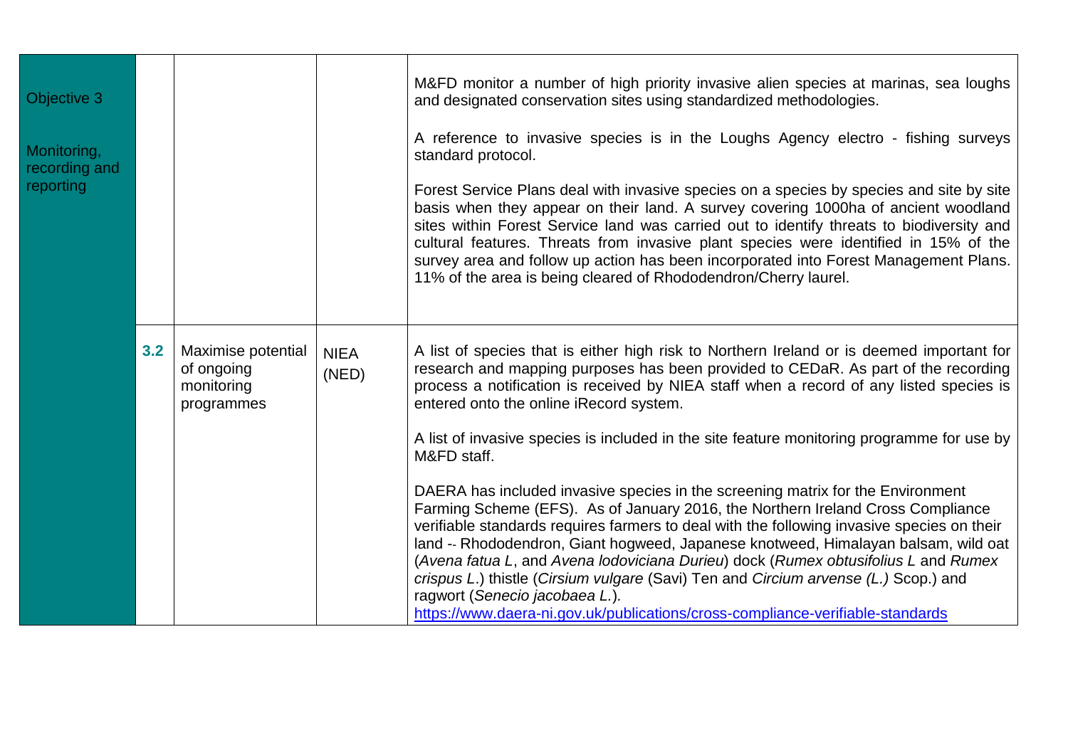| Objective 3 Monitoring, recording and reporting | | | | M&FD monitor a number of high priority invasive alien species at marinas, sea loughs and designated conservation sites using standardized methodologies.<br><br>A reference to invasive species is in the Loughs Agency electro - fishing surveys standard protocol.<br><br>Forest Service Plans deal with invasive species on a species by species and site by site basis when they appear on their land. A survey covering 1000ha of ancient woodland sites within Forest Service land was carried out to identify threats to biodiversity and cultural features. Threats from invasive plant species were identified in 15% of the survey area and follow up action has been incorporated into Forest Management Plans. 11% of the area is being cleared of Rhododendron/Cherry laurel. |
|---|---|---|---|---|
| | **3.2** | Maximise potential of ongoing monitoring programmes | NIEA (NED) | A list of species that is either high risk to Northern Ireland or is deemed important for research and mapping purposes has been provided to CEDaR. As part of the recording process a notification is received by NIEA staff when a record of any listed species is entered onto the online iRecord system.<br><br>A list of invasive species is included in the site feature monitoring programme for use by M&FD staff.<br><br>DAERA has included invasive species in the screening matrix for the Environment Farming Scheme (EFS). As of January 2016, the Northern Ireland Cross Compliance verifiable standards requires farmers to deal with the following invasive species on their land -- Rhododendron, Giant hogweed, Japanese knotweed, Himalayan balsam, wild oat (*Avena fatua L*, and *Avena lodoviciana Durieu*) dock (*Rumex obtusifolius L* and *Rumex crispus L*.) thistle (*Cirsium vulgare* (Savi) Ten and *Circium arvense (L.)* Scop.) and ragwort (*Senecio jacobaea L.*).<br>https://www.daera-ni.gov.uk/publications/cross-compliance-verifiable-standards |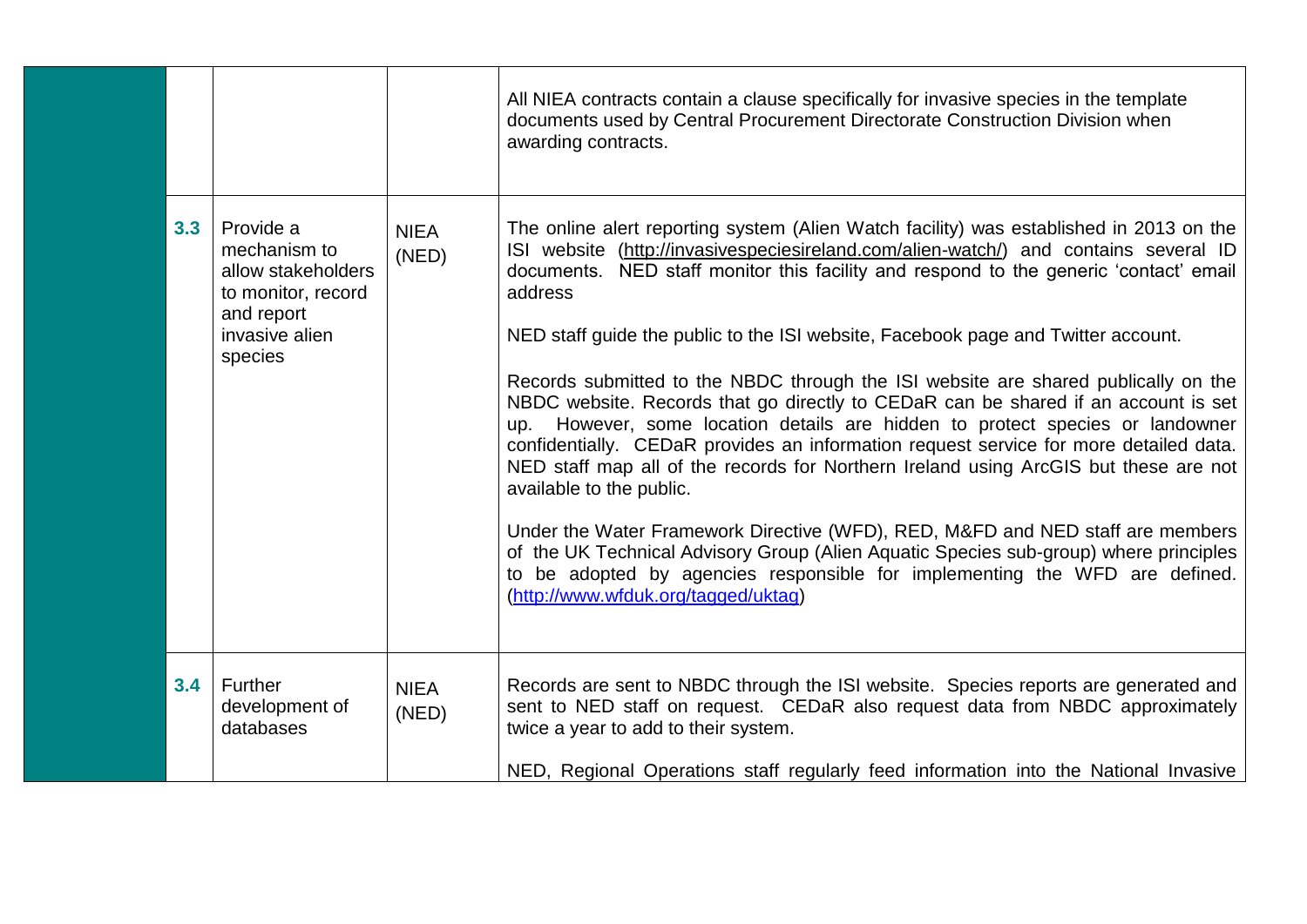| | | | |
|---|---|---|---|
| | | | All NIEA contracts contain a clause specifically for invasive species in the template documents used by Central Procurement Directorate Construction Division when awarding contracts. |
| **3.3** | Provide a mechanism to allow stakeholders to monitor, record and report invasive alien species | NIEA (NED) | The online alert reporting system (Alien Watch facility) was established in 2013 on the ISI website (http://invasivespeciesireland.com/alien-watch/) and contains several ID documents. NED staff monitor this facility and respond to the generic 'contact' email address<br><br>NED staff guide the public to the ISI website, Facebook page and Twitter account.<br><br>Records submitted to the NBDC through the ISI website are shared publically on the NBDC website. Records that go directly to CEDaR can be shared if an account is set up. However, some location details are hidden to protect species or landowner confidentially. CEDaR provides an information request service for more detailed data. NED staff map all of the records for Northern Ireland using ArcGIS but these are not available to the public.<br><br>Under the Water Framework Directive (WFD), RED, M&FD and NED staff are members of the UK Technical Advisory Group (Alien Aquatic Species sub-group) where principles to be adopted by agencies responsible for implementing the WFD are defined. (http://www.wfduk.org/tagged/uktag) |
| **3.4** | Further development of databases | NIEA (NED) | Records are sent to NBDC through the ISI website. Species reports are generated and sent to NED staff on request. CEDaR also request data from NBDC approximately twice a year to add to their system.<br><br>NED, Regional Operations staff regularly feed information into the National Invasive |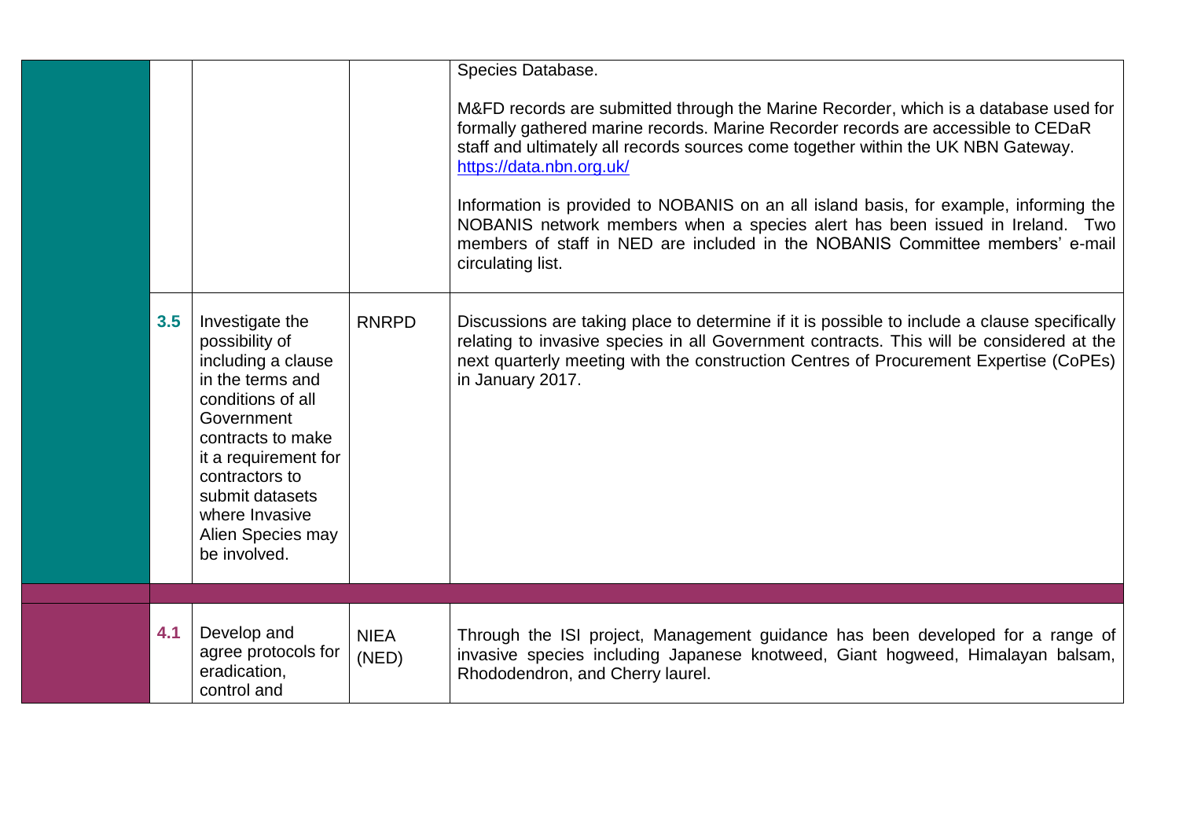| | | | | |
|---|---|---|---|---|
| | | | | Species Database.<br><br>M&FD records are submitted through the Marine Recorder, which is a database used for formally gathered marine records. Marine Recorder records are accessible to CEDaR staff and ultimately all records sources come together within the UK NBN Gateway. https://data.nbn.org.uk/<br><br>Information is provided to NOBANIS on an all island basis, for example, informing the NOBANIS network members when a species alert has been issued in Ireland. Two members of staff in NED are included in the NOBANIS Committee members' e-mail circulating list. |
| | **3.5** | Investigate the possibility of including a clause in the terms and conditions of all Government contracts to make it a requirement for contractors to submit datasets where Invasive Alien Species may be involved. | RNRPD | Discussions are taking place to determine if it is possible to include a clause specifically relating to invasive species in all Government contracts. This will be considered at the next quarterly meeting with the construction Centres of Procurement Expertise (CoPEs) in January 2017. |
| | | | | |
| | **4.1** | Develop and agree protocols for eradication, control and | NIEA (NED) | Through the ISI project, Management guidance has been developed for a range of invasive species including Japanese knotweed, Giant hogweed, Himalayan balsam, Rhododendron, and Cherry laurel. |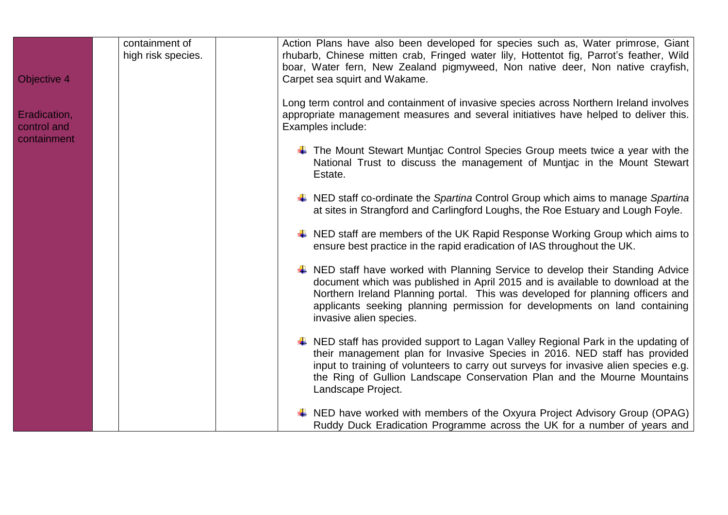| | | | | |
|---|---|---|---|---|
| Objective 4<br><br>Eradication, control and containment | | containment of high risk species. | | Action Plans have also been developed for species such as, Water primrose, Giant rhubarb, Chinese mitten crab, Fringed water lily, Hottentot fig, Parrot's feather, Wild boar, Water fern, New Zealand pigmyweed, Non native deer, Non native crayfish, Carpet sea squirt and Wakame.<br><br>Long term control and containment of invasive species across Northern Ireland involves appropriate management measures and several initiatives have helped to deliver this. Examples include:<br><br>- The Mount Stewart Muntjac Control Species Group meets twice a year with the National Trust to discuss the management of Muntjac in the Mount Stewart Estate.<br><br>- NED staff co-ordinate the *Spartina* Control Group which aims to manage *Spartina* at sites in Strangford and Carlingford Loughs, the Roe Estuary and Lough Foyle.<br><br>- NED staff are members of the UK Rapid Response Working Group which aims to ensure best practice in the rapid eradication of IAS throughout the UK.<br><br>- NED staff have worked with Planning Service to develop their Standing Advice document which was published in April 2015 and is available to download at the Northern Ireland Planning portal. This was developed for planning officers and applicants seeking planning permission for developments on land containing invasive alien species.<br><br>- NED staff has provided support to Lagan Valley Regional Park in the updating of their management plan for Invasive Species in 2016. NED staff has provided input to training of volunteers to carry out surveys for invasive alien species e.g. the Ring of Gullion Landscape Conservation Plan and the Mourne Mountains Landscape Project.<br><br>- NED have worked with members of the Oxyura Project Advisory Group (OPAG) Ruddy Duck Eradication Programme across the UK for a number of years and |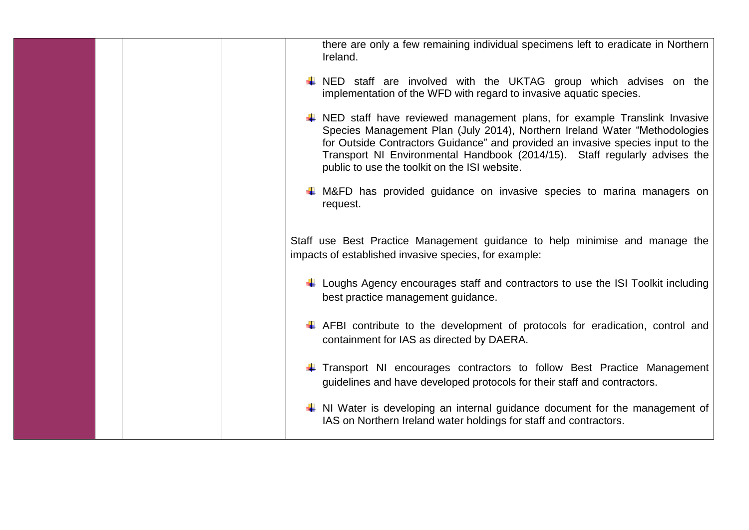| | | | | there are only a few remaining individual specimens left to eradicate in Northern Ireland.<br><br>- NED staff are involved with the UKTAG group which advises on the implementation of the WFD with regard to invasive aquatic species.<br><br>- NED staff have reviewed management plans, for example Translink Invasive Species Management Plan (July 2014), Northern Ireland Water "Methodologies for Outside Contractors Guidance" and provided an invasive species input to the Transport NI Environmental Handbook (2014/15). Staff regularly advises the public to use the toolkit on the ISI website.<br><br>- M&FD has provided guidance on invasive species to marina managers on request.<br><br>Staff use Best Practice Management guidance to help minimise and manage the impacts of established invasive species, for example:<br><br>- Loughs Agency encourages staff and contractors to use the ISI Toolkit including best practice management guidance.<br><br>- AFBI contribute to the development of protocols for eradication, control and containment for IAS as directed by DAERA.<br><br>- Transport NI encourages contractors to follow Best Practice Management guidelines and have developed protocols for their staff and contractors.<br><br>- NI Water is developing an internal guidance document for the management of IAS on Northern Ireland water holdings for staff and contractors. |
|---|---|---|---|---|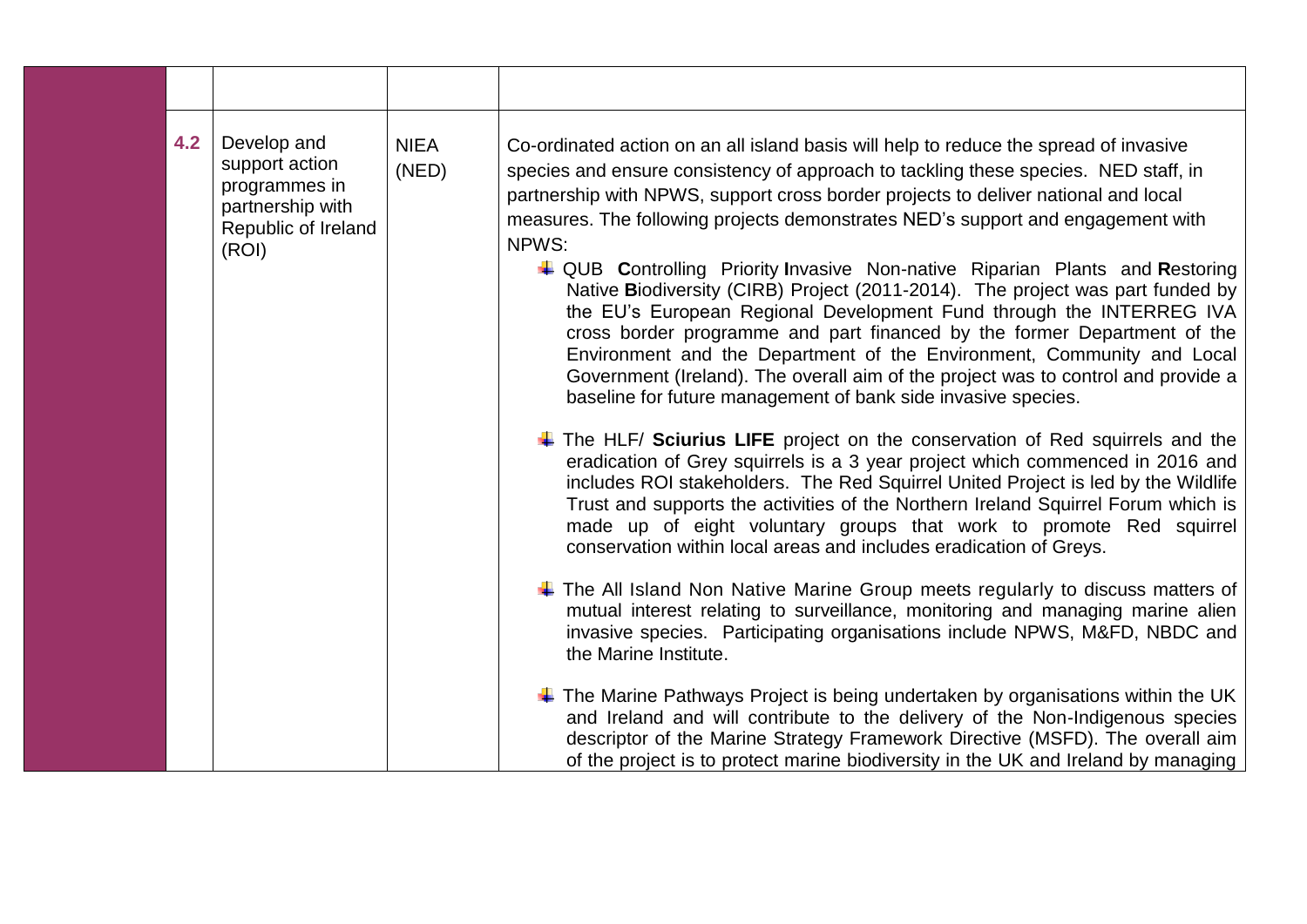| | | | |
|---|---|---|---|
| | | | |
| 4.2 | Develop and support action programmes in partnership with Republic of Ireland (ROI) | NIEA (NED) | Co-ordinated action on an all island basis will help to reduce the spread of invasive species and ensure consistency of approach to tackling these species. NED staff, in partnership with NPWS, support cross border projects to deliver national and local measures. The following projects demonstrates NED's support and engagement with NPWS:<br><br>- QUB **C**ontrolling Priority **I**nvasive Non-native Riparian Plants and **R**estoring Native **B**iodiversity (CIRB) Project (2011-2014). The project was part funded by the EU's European Regional Development Fund through the INTERREG IVA cross border programme and part financed by the former Department of the Environment and the Department of the Environment, Community and Local Government (Ireland). The overall aim of the project was to control and provide a baseline for future management of bank side invasive species.<br><br>- The HLF/ **Sciurius LIFE** project on the conservation of Red squirrels and the eradication of Grey squirrels is a 3 year project which commenced in 2016 and includes ROI stakeholders. The Red Squirrel United Project is led by the Wildlife Trust and supports the activities of the Northern Ireland Squirrel Forum which is made up of eight voluntary groups that work to promote Red squirrel conservation within local areas and includes eradication of Greys.<br><br>- The All Island Non Native Marine Group meets regularly to discuss matters of mutual interest relating to surveillance, monitoring and managing marine alien invasive species. Participating organisations include NPWS, M&FD, NBDC and the Marine Institute.<br><br>- The Marine Pathways Project is being undertaken by organisations within the UK and Ireland and will contribute to the delivery of the Non-Indigenous species descriptor of the Marine Strategy Framework Directive (MSFD). The overall aim of the project is to protect marine biodiversity in the UK and Ireland by managing |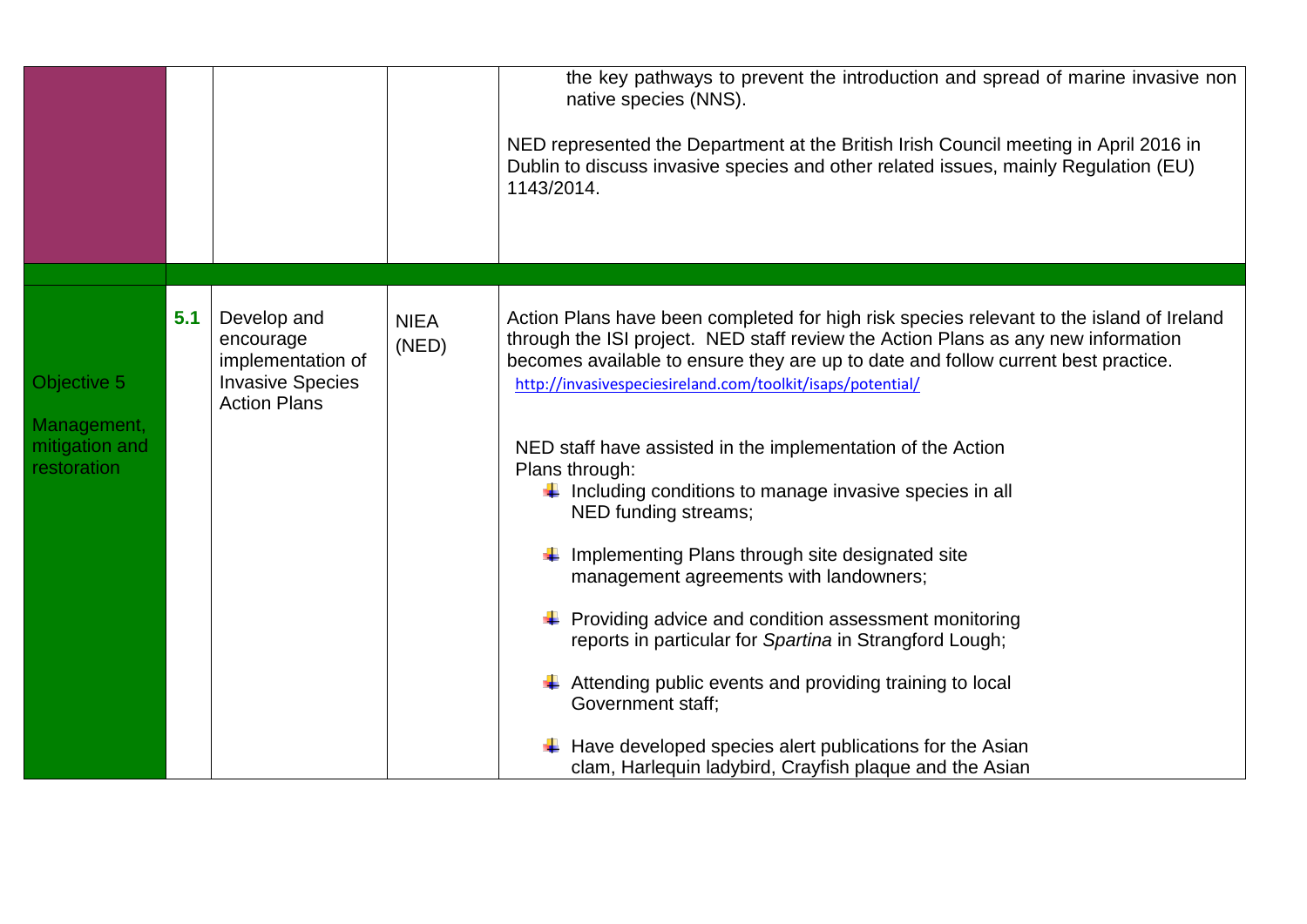| | | | | |
|---|---|---|---|---|
| | | | | the key pathways to prevent the introduction and spread of marine invasive non native species (NNS).<br><br>NED represented the Department at the British Irish Council meeting in April 2016 in Dublin to discuss invasive species and other related issues, mainly Regulation (EU) 1143/2014. |
| | | | | |
| Objective 5<br><br>Management, mitigation and restoration | **5.1** | Develop and encourage implementation of Invasive Species Action Plans | NIEA (NED) | Action Plans have been completed for high risk species relevant to the island of Ireland through the ISI project. NED staff review the Action Plans as any new information becomes available to ensure they are up to date and follow current best practice.<br>http://invasivespeciesireland.com/toolkit/isaps/potential/<br><br>NED staff have assisted in the implementation of the Action Plans through:<br>- Including conditions to manage invasive species in all NED funding streams;<br>- Implementing Plans through site designated site management agreements with landowners;<br>- Providing advice and condition assessment monitoring reports in particular for *Spartina* in Strangford Lough;<br>- Attending public events and providing training to local Government staff;<br>- Have developed species alert publications for the Asian clam, Harlequin ladybird, Crayfish plaque and the Asian |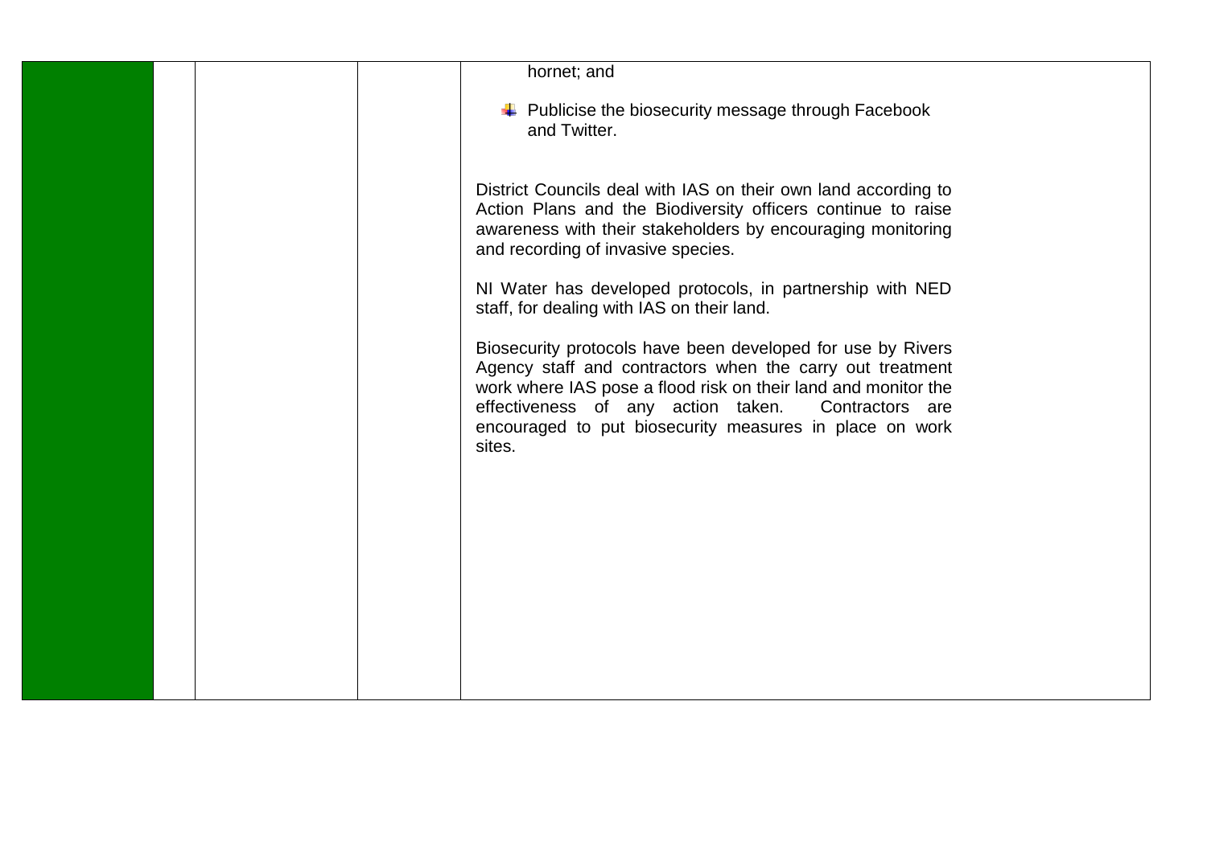| | | | | hornet; and<br><br>- Publicise the biosecurity message through Facebook and Twitter.<br><br>District Councils deal with IAS on their own land according to Action Plans and the Biodiversity officers continue to raise awareness with their stakeholders by encouraging monitoring and recording of invasive species.<br><br>NI Water has developed protocols, in partnership with NED staff, for dealing with IAS on their land.<br><br>Biosecurity protocols have been developed for use by Rivers Agency staff and contractors when the carry out treatment work where IAS pose a flood risk on their land and monitor the effectiveness of any action taken. Contractors are encouraged to put biosecurity measures in place on work sites. |
|---|---|---|---|---|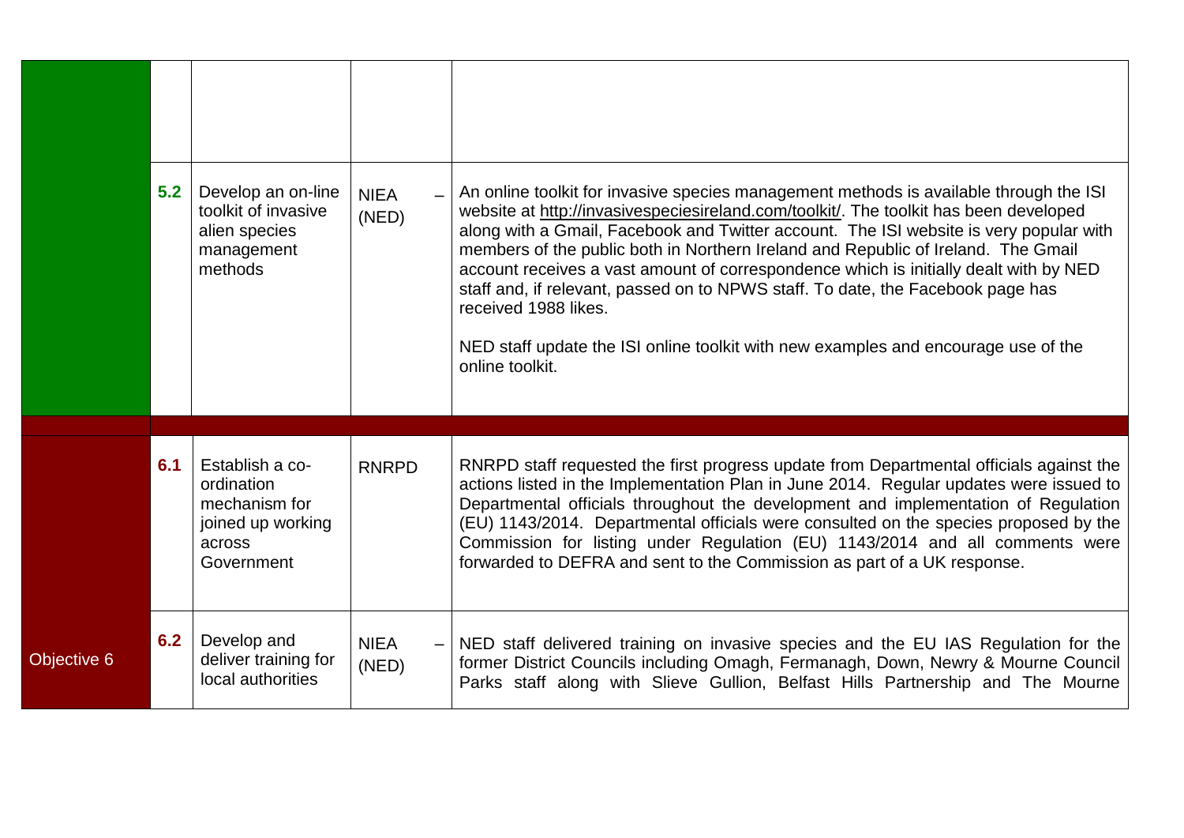| | | | | |
|---|---|---|---|---|
| | | | | |
| | 5.2 | Develop an on-line toolkit of invasive alien species management methods | NIEA – (NED) | An online toolkit for invasive species management methods is available through the ISI website at http://invasivespeciesireland.com/toolkit/. The toolkit has been developed along with a Gmail, Facebook and Twitter account. The ISI website is very popular with members of the public both in Northern Ireland and Republic of Ireland. The Gmail account receives a vast amount of correspondence which is initially dealt with by NED staff and, if relevant, passed on to NPWS staff. To date, the Facebook page has received 1988 likes.<br><br>NED staff update the ISI online toolkit with new examples and encourage use of the online toolkit. |
| | | | | |
| Objective 6 | 6.1 | Establish a co-ordination mechanism for joined up working across Government | RNRPD | RNRPD staff requested the first progress update from Departmental officials against the actions listed in the Implementation Plan in June 2014. Regular updates were issued to Departmental officials throughout the development and implementation of Regulation (EU) 1143/2014. Departmental officials were consulted on the species proposed by the Commission for listing under Regulation (EU) 1143/2014 and all comments were forwarded to DEFRA and sent to the Commission as part of a UK response. |
| | 6.2 | Develop and deliver training for local authorities | NIEA – (NED) | NED staff delivered training on invasive species and the EU IAS Regulation for the former District Councils including Omagh, Fermanagh, Down, Newry & Mourne Council Parks staff along with Slieve Gullion, Belfast Hills Partnership and The Mourne |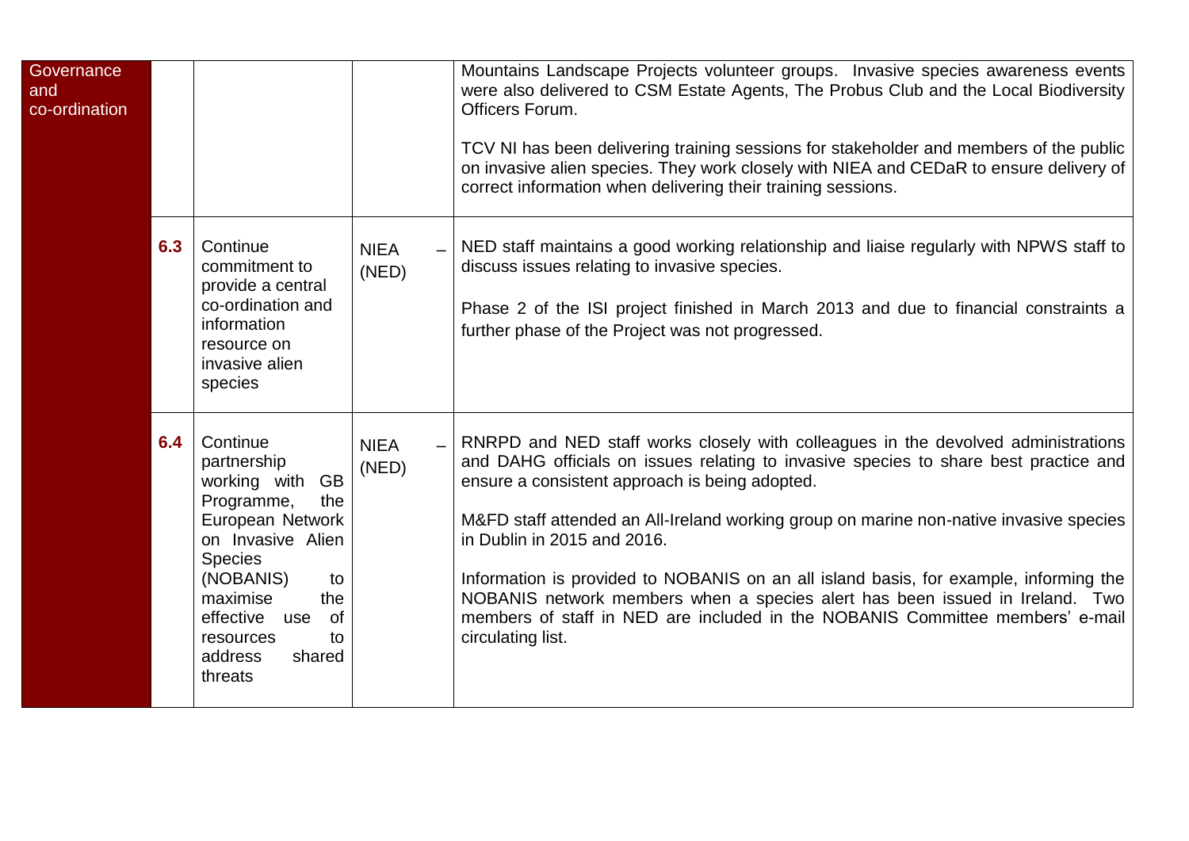| | | | | |
|---|---|---|---|---|
| Governance and co-ordination | | | | Mountains Landscape Projects volunteer groups. Invasive species awareness events were also delivered to CSM Estate Agents, The Probus Club and the Local Biodiversity Officers Forum.<br><br>TCV NI has been delivering training sessions for stakeholder and members of the public on invasive alien species. They work closely with NIEA and CEDaR to ensure delivery of correct information when delivering their training sessions. |
| | **6.3** | Continue commitment to provide a central co-ordination and information resource on invasive alien species | NIEA – (NED) | NED staff maintains a good working relationship and liaise regularly with NPWS staff to discuss issues relating to invasive species.<br><br>Phase 2 of the ISI project finished in March 2013 and due to financial constraints a further phase of the Project was not progressed. |
| | **6.4** | Continue partnership working with GB Programme, the European Network on Invasive Alien Species (NOBANIS) to maximise the effective use of resources to address shared threats | NIEA – (NED) | RNRPD and NED staff works closely with colleagues in the devolved administrations and DAHG officials on issues relating to invasive species to share best practice and ensure a consistent approach is being adopted.<br><br>M&FD staff attended an All-Ireland working group on marine non-native invasive species in Dublin in 2015 and 2016.<br><br>Information is provided to NOBANIS on an all island basis, for example, informing the NOBANIS network members when a species alert has been issued in Ireland. Two members of staff in NED are included in the NOBANIS Committee members' e-mail circulating list. |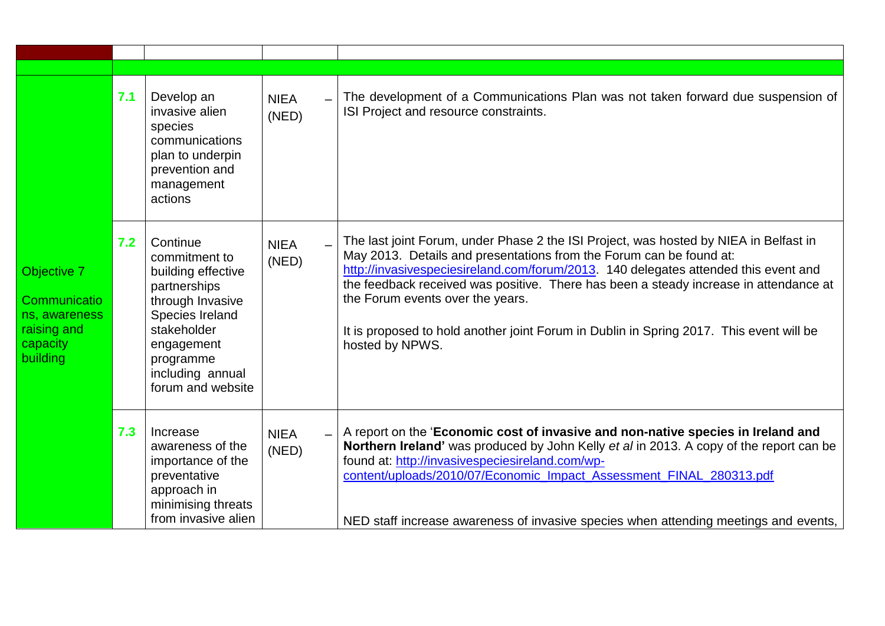| | | | | |
|---|---|---|---|---|
| | | | | |
| Objective 7 Communications, awareness raising and capacity building | **7.1** | Develop an invasive alien species communications plan to underpin prevention and management actions | NIEA – (NED) | The development of a Communications Plan was not taken forward due suspension of ISI Project and resource constraints. |
| | **7.2** | Continue commitment to building effective partnerships through Invasive Species Ireland stakeholder engagement programme including annual forum and website | NIEA – (NED) | The last joint Forum, under Phase 2 the ISI Project, was hosted by NIEA in Belfast in May 2013. Details and presentations from the Forum can be found at: http://invasivespeciesireland.com/forum/2013. 140 delegates attended this event and the feedback received was positive. There has been a steady increase in attendance at the Forum events over the years.<br><br>It is proposed to hold another joint Forum in Dublin in Spring 2017. This event will be hosted by NPWS. |
| | **7.3** | Increase awareness of the importance of the preventative approach in minimising threats from invasive alien | NIEA – (NED) | A report on the '**Economic cost of invasive and non-native species in Ireland and Northern Ireland'** was produced by John Kelly *et al* in 2013. A copy of the report can be found at: http://invasivespeciesireland.com/wp-content/uploads/2010/07/Economic_Impact_Assessment_FINAL_280313.pdf<br><br>NED staff increase awareness of invasive species when attending meetings and events, |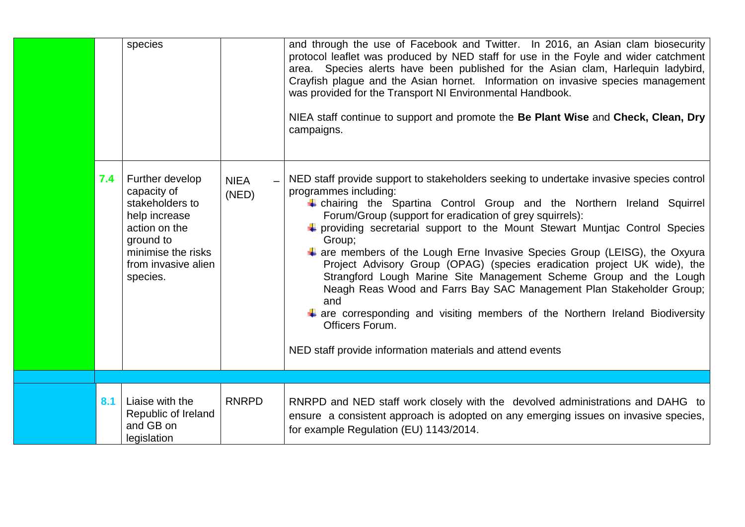| | | | | |
|---|---|---|---|---|
| | | species | | and through the use of Facebook and Twitter. In 2016, an Asian clam biosecurity protocol leaflet was produced by NED staff for use in the Foyle and wider catchment area. Species alerts have been published for the Asian clam, Harlequin ladybird, Crayfish plague and the Asian hornet. Information on invasive species management was provided for the Transport NI Environmental Handbook.<br><br>NIEA staff continue to support and promote the **Be Plant Wise** and **Check, Clean, Dry** campaigns. |
| | 7.4 | Further develop capacity of stakeholders to help increase action on the ground to minimise the risks from invasive alien species. | NIEA – (NED) | NED staff provide support to stakeholders seeking to undertake invasive species control programmes including:<br>- chairing the Spartina Control Group and the Northern Ireland Squirrel Forum/Group (support for eradication of grey squirrels):<br>- providing secretarial support to the Mount Stewart Muntjac Control Species Group;<br>- are members of the Lough Erne Invasive Species Group (LEISG), the Oxyura Project Advisory Group (OPAG) (species eradication project UK wide), the Strangford Lough Marine Site Management Scheme Group and the Lough Neagh Reas Wood and Farrs Bay SAC Management Plan Stakeholder Group; and<br>- are corresponding and visiting members of the Northern Ireland Biodiversity Officers Forum.<br><br>NED staff provide information materials and attend events |
| | | | | |
| | 8.1 | Liaise with the Republic of Ireland and GB on legislation | RNRPD | RNRPD and NED staff work closely with the devolved administrations and DAHG to ensure a consistent approach is adopted on any emerging issues on invasive species, for example Regulation (EU) 1143/2014. |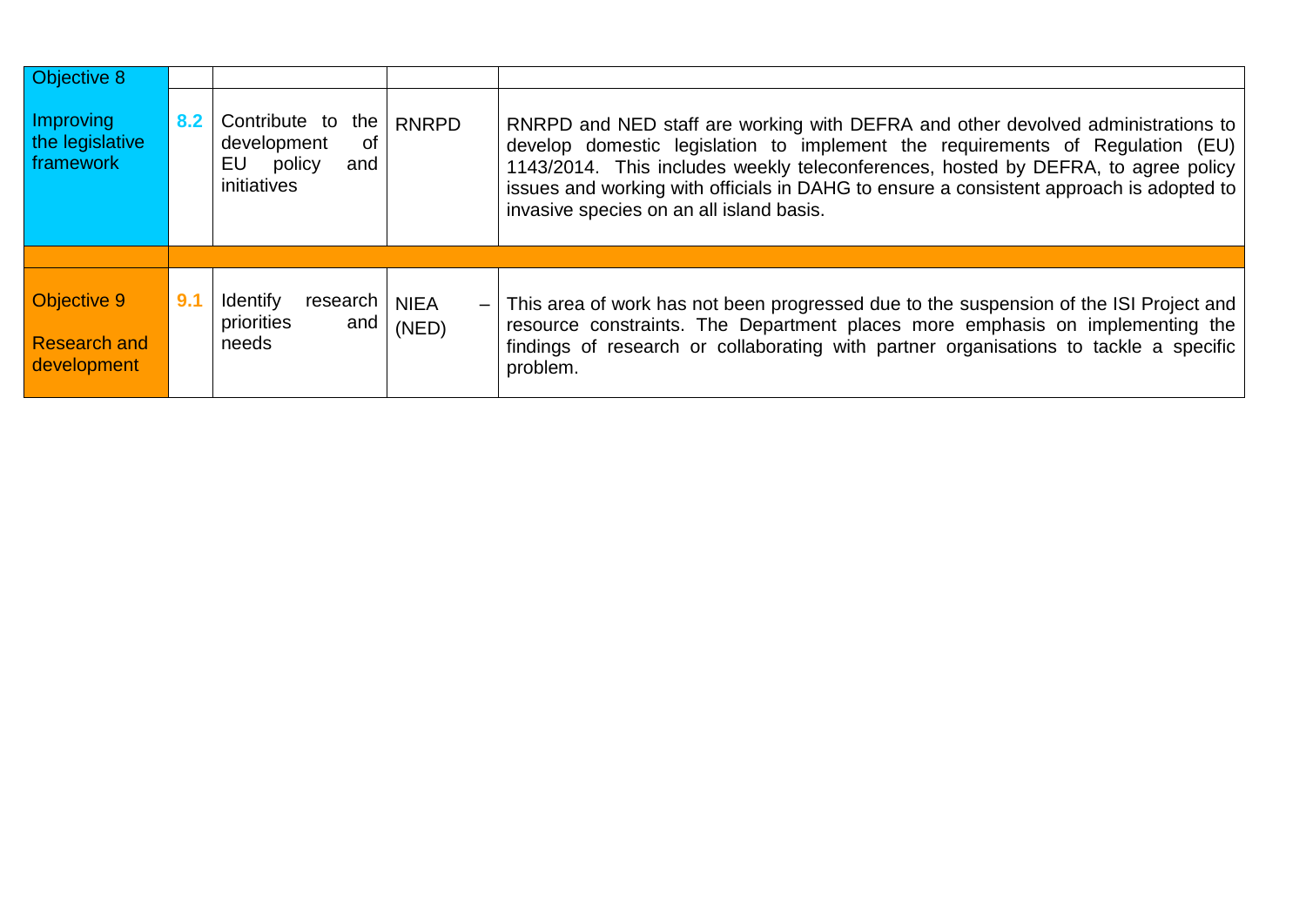| Objective | No. | Action | Lead | Progress |
|---|---|---|---|---|
| Objective 8<br><br>Improving the legislative framework | | | | |
| | 8.2 | Contribute to the development of EU policy and initiatives | RNRPD | RNRPD and NED staff are working with DEFRA and other devolved administrations to develop domestic legislation to implement the requirements of Regulation (EU) 1143/2014. This includes weekly teleconferences, hosted by DEFRA, to agree policy issues and working with officials in DAHG to ensure a consistent approach is adopted to invasive species on an all island basis. |
| | | | | |
| Objective 9<br><br>Research and development | 9.1 | Identify research priorities and needs | NIEA – (NED) | This area of work has not been progressed due to the suspension of the ISI Project and resource constraints. The Department places more emphasis on implementing the findings of research or collaborating with partner organisations to tackle a specific problem. |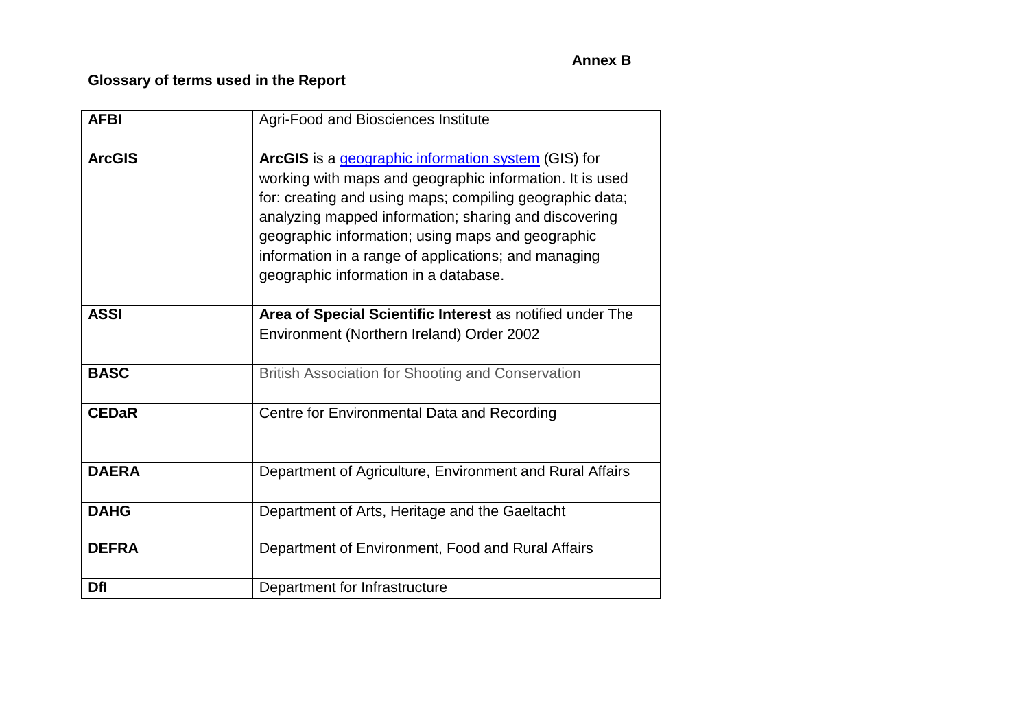**Annex B**

## Glossary of terms used in the Report

| | |
|---|---|
| **AFBI** | Agri-Food and Biosciences Institute |
| **ArcGIS** | **ArcGIS** is a geographic information system (GIS) for working with maps and geographic information. It is used for: creating and using maps; compiling geographic data; analyzing mapped information; sharing and discovering geographic information; using maps and geographic information in a range of applications; and managing geographic information in a database. |
| **ASSI** | **Area of Special Scientific Interest** as notified under The Environment (Northern Ireland) Order 2002 |
| **BASC** | British Association for Shooting and Conservation |
| **CEDaR** | Centre for Environmental Data and Recording |
| **DAERA** | Department of Agriculture, Environment and Rural Affairs |
| **DAHG** | Department of Arts, Heritage and the Gaeltacht |
| **DEFRA** | Department of Environment, Food and Rural Affairs |
| **DfI** | Department for Infrastructure |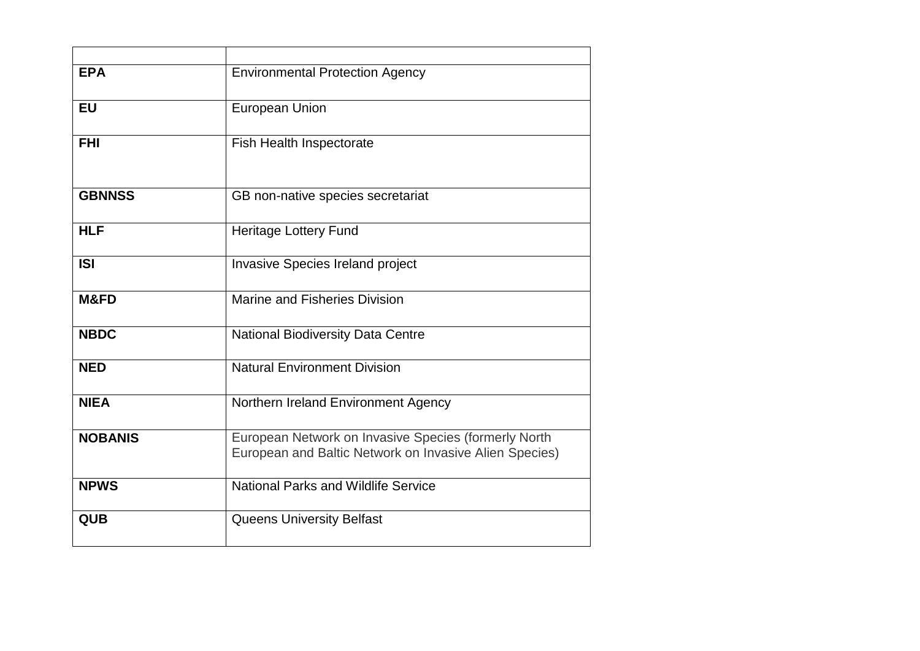| | |
|---|---|
| **EPA** | Environmental Protection Agency |
| **EU** | European Union |
| **FHI** | Fish Health Inspectorate |
| **GBNNSS** | GB non-native species secretariat |
| **HLF** | Heritage Lottery Fund |
| **ISI** | Invasive Species Ireland project |
| **M&FD** | Marine and Fisheries Division |
| **NBDC** | National Biodiversity Data Centre |
| **NED** | Natural Environment Division |
| **NIEA** | Northern Ireland Environment Agency |
| **NOBANIS** | European Network on Invasive Species (formerly North European and Baltic Network on Invasive Alien Species) |
| **NPWS** | National Parks and Wildlife Service |
| **QUB** | Queens University Belfast |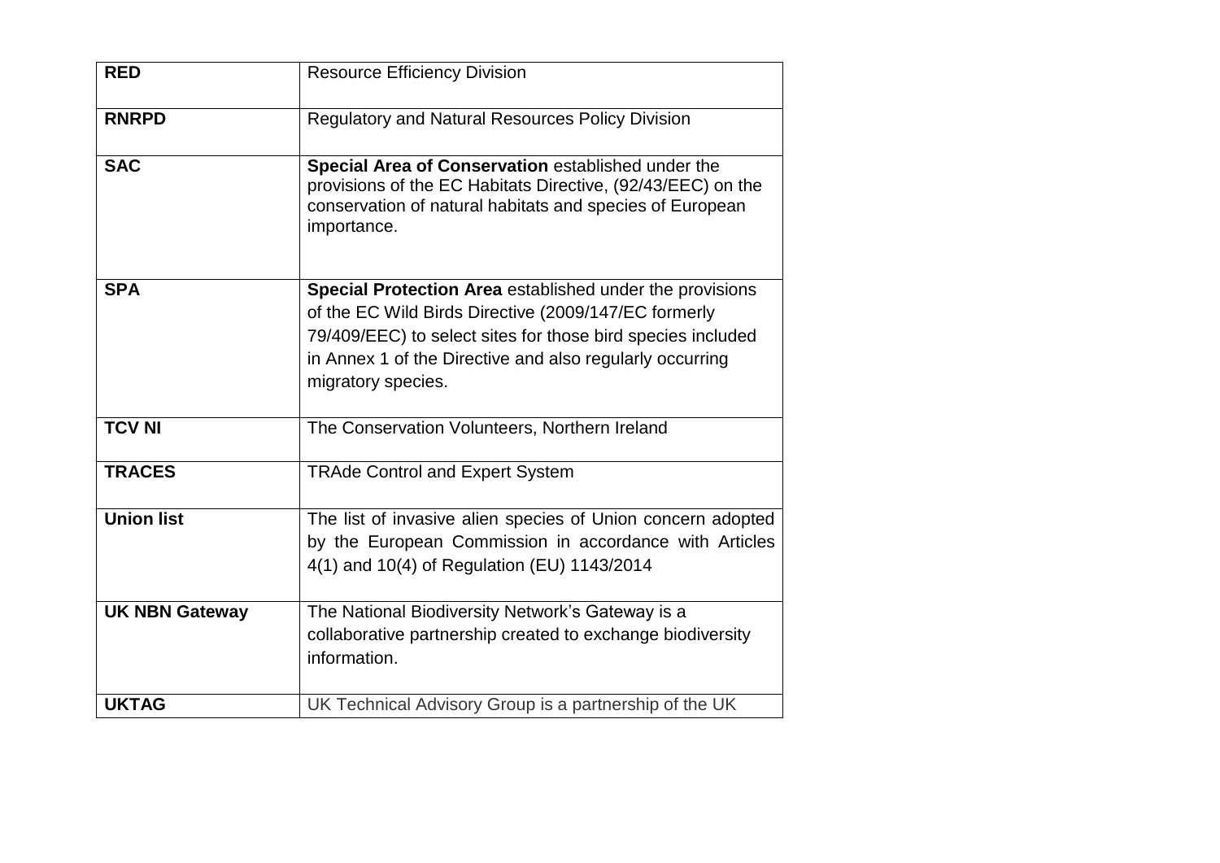| | |
|---|---|
| **RED** | Resource Efficiency Division |
| **RNRPD** | Regulatory and Natural Resources Policy Division |
| **SAC** | **Special Area of Conservation** established under the provisions of the EC Habitats Directive, (92/43/EEC) on the conservation of natural habitats and species of European importance. |
| **SPA** | **Special Protection Area** established under the provisions of the EC Wild Birds Directive (2009/147/EC formerly 79/409/EEC) to select sites for those bird species included in Annex 1 of the Directive and also regularly occurring migratory species. |
| **TCV NI** | The Conservation Volunteers, Northern Ireland |
| **TRACES** | TRAde Control and Expert System |
| **Union list** | The list of invasive alien species of Union concern adopted by the European Commission in accordance with Articles 4(1) and 10(4) of Regulation (EU) 1143/2014 |
| **UK NBN Gateway** | The National Biodiversity Network's Gateway is a collaborative partnership created to exchange biodiversity information. |
| **UKTAG** | UK Technical Advisory Group is a partnership of the UK |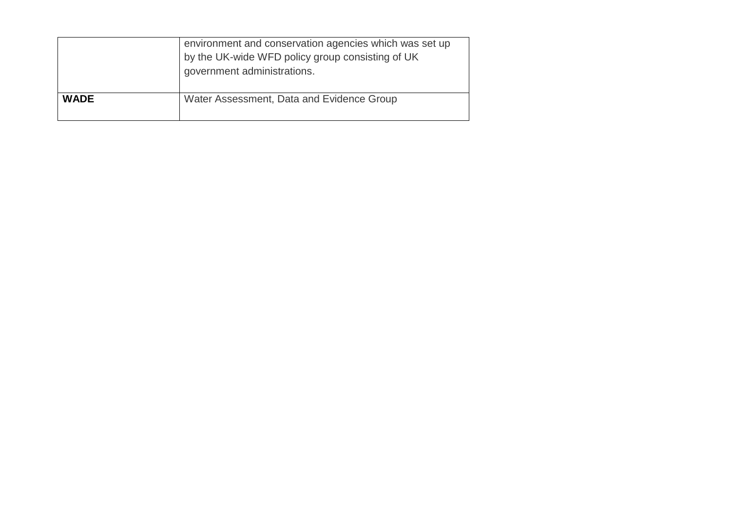| | |
|---|---|
| | environment and conservation agencies which was set up by the UK-wide WFD policy group consisting of UK government administrations. |
| **WADE** | Water Assessment, Data and Evidence Group |